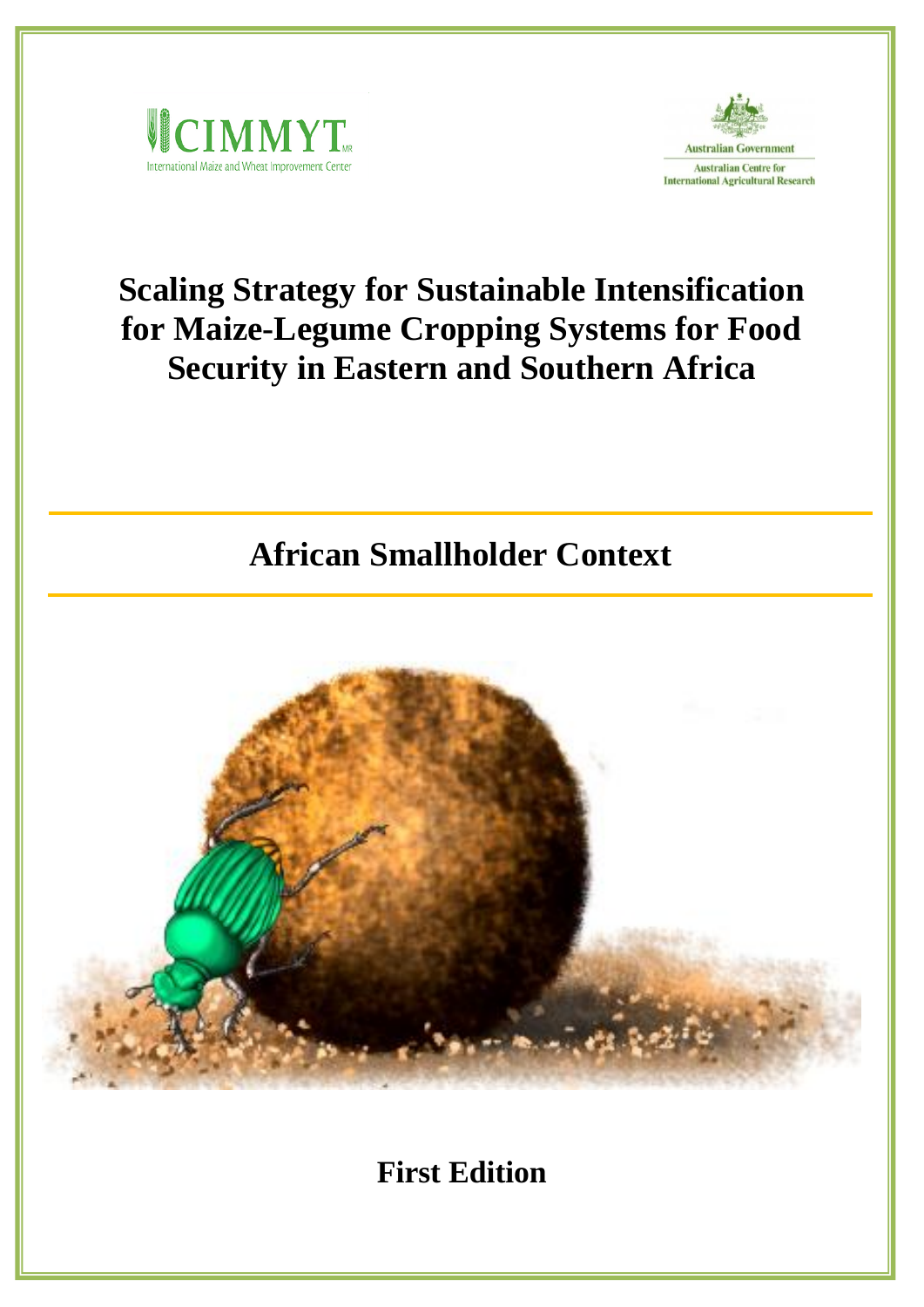CIMMYT
International Maize and Wheat Improvement Center

Australian Government
Australian Centre for International Agricultural Research

# Scaling Strategy for Sustainable Intensification for Maize-Legume Cropping Systems for Food Security in Eastern and Southern Africa

## African Smallholder Context

**First Edition**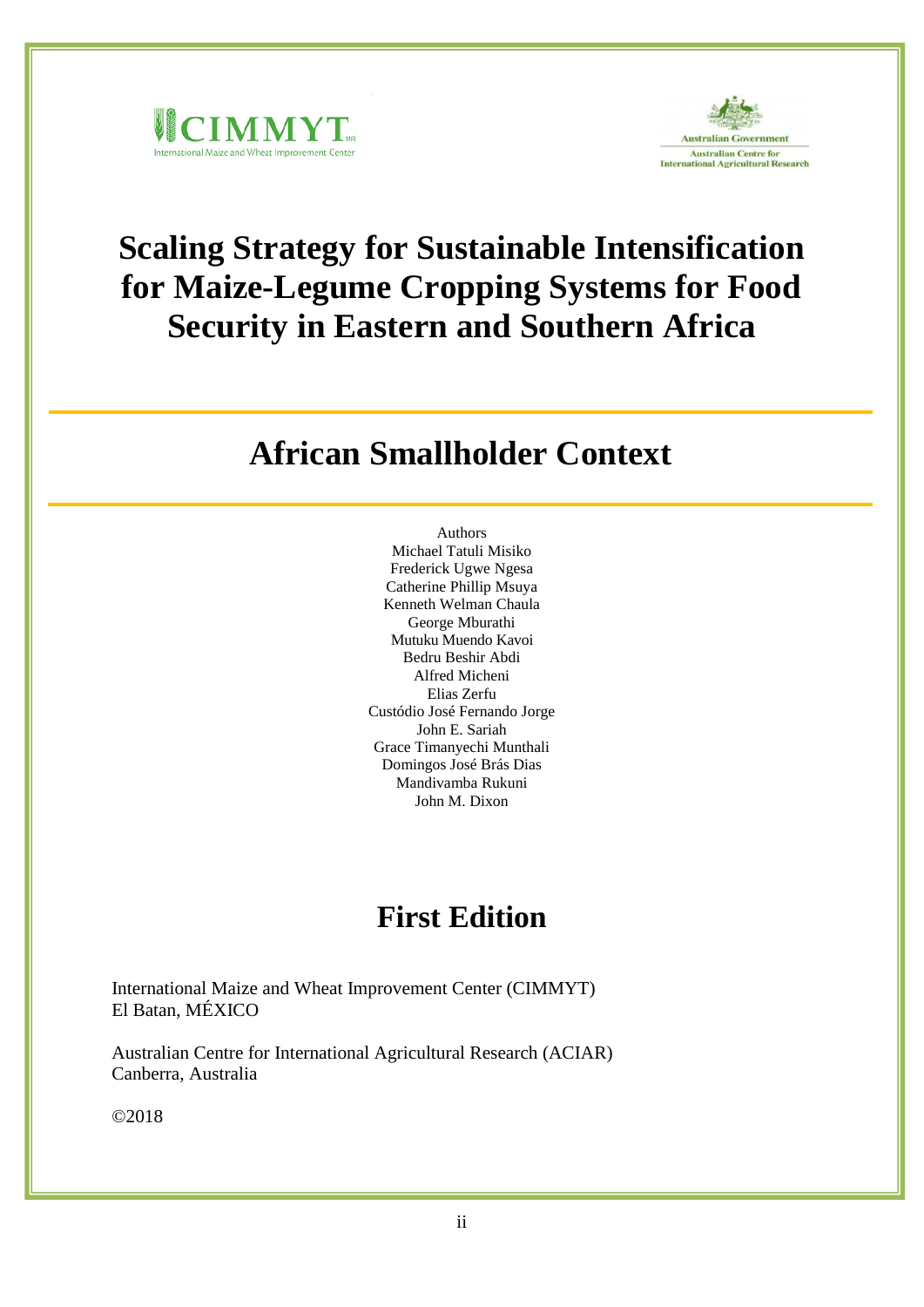# Scaling Strategy for Sustainable Intensification for Maize-Legume Cropping Systems for Food Security in Eastern and Southern Africa

## African Smallholder Context

Authors
Michael Tatuli Misiko
Frederick Ugwe Ngesa
Catherine Phillip Msuya
Kenneth Welman Chaula
George Mburathi
Mutuku Muendo Kavoi
Bedru Beshir Abdi
Alfred Micheni
Elias Zerfu
Custódio José Fernando Jorge
John E. Sariah
Grace Timanyechi Munthali
Domingos José Brás Dias
Mandivamba Rukuni
John M. Dixon

## First Edition

International Maize and Wheat Improvement Center (CIMMYT)
El Batan, MÉXICO

Australian Centre for International Agricultural Research (ACIAR)
Canberra, Australia

©2018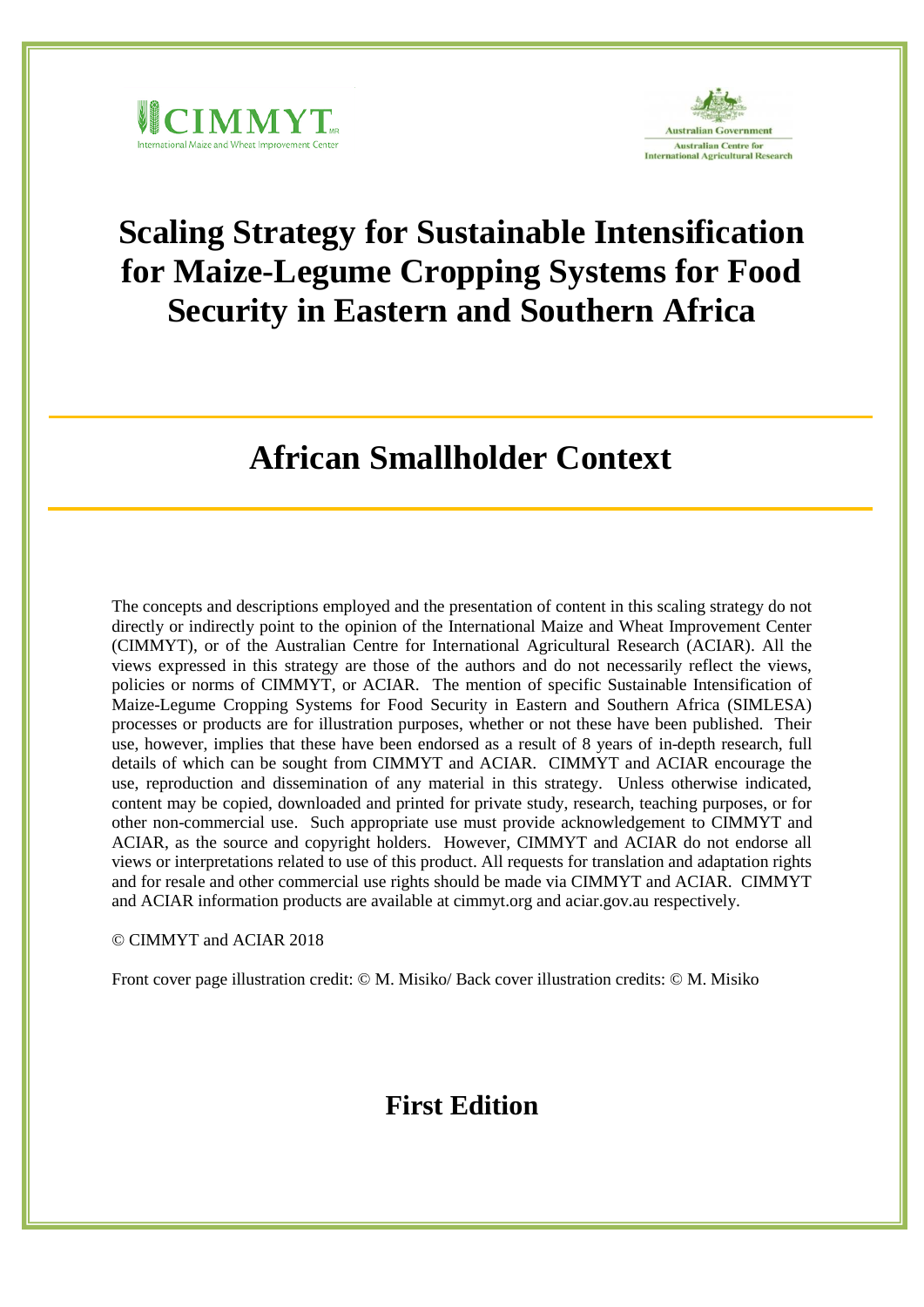CIMMYT
International Maize and Wheat Improvement Center

Australian Government
Australian Centre for International Agricultural Research

# Scaling Strategy for Sustainable Intensification for Maize-Legume Cropping Systems for Food Security in Eastern and Southern Africa

## African Smallholder Context

The concepts and descriptions employed and the presentation of content in this scaling strategy do not directly or indirectly point to the opinion of the International Maize and Wheat Improvement Center (CIMMYT), or of the Australian Centre for International Agricultural Research (ACIAR). All the views expressed in this strategy are those of the authors and do not necessarily reflect the views, policies or norms of CIMMYT, or ACIAR. The mention of specific Sustainable Intensification of Maize-Legume Cropping Systems for Food Security in Eastern and Southern Africa (SIMLESA) processes or products are for illustration purposes, whether or not these have been published. Their use, however, implies that these have been endorsed as a result of 8 years of in-depth research, full details of which can be sought from CIMMYT and ACIAR. CIMMYT and ACIAR encourage the use, reproduction and dissemination of any material in this strategy. Unless otherwise indicated, content may be copied, downloaded and printed for private study, research, teaching purposes, or for other non-commercial use. Such appropriate use must provide acknowledgement to CIMMYT and ACIAR, as the source and copyright holders. However, CIMMYT and ACIAR do not endorse all views or interpretations related to use of this product. All requests for translation and adaptation rights and for resale and other commercial use rights should be made via CIMMYT and ACIAR. CIMMYT and ACIAR information products are available at cimmyt.org and aciar.gov.au respectively.

© CIMMYT and ACIAR 2018

Front cover page illustration credit: © M. Misiko/ Back cover illustration credits: © M. Misiko

## First Edition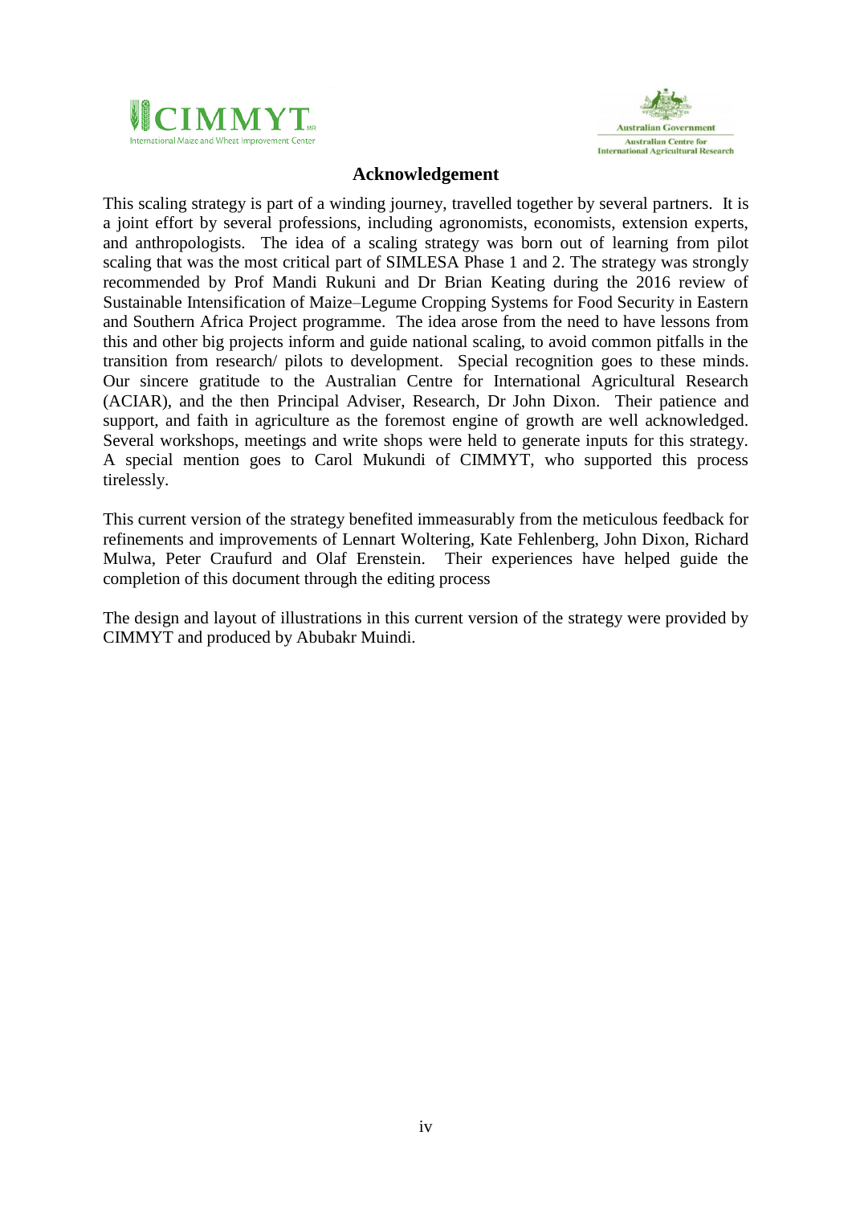## Acknowledgement

This scaling strategy is part of a winding journey, travelled together by several partners. It is a joint effort by several professions, including agronomists, economists, extension experts, and anthropologists. The idea of a scaling strategy was born out of learning from pilot scaling that was the most critical part of SIMLESA Phase 1 and 2. The strategy was strongly recommended by Prof Mandi Rukuni and Dr Brian Keating during the 2016 review of Sustainable Intensification of Maize–Legume Cropping Systems for Food Security in Eastern and Southern Africa Project programme. The idea arose from the need to have lessons from this and other big projects inform and guide national scaling, to avoid common pitfalls in the transition from research/ pilots to development. Special recognition goes to these minds. Our sincere gratitude to the Australian Centre for International Agricultural Research (ACIAR), and the then Principal Adviser, Research, Dr John Dixon. Their patience and support, and faith in agriculture as the foremost engine of growth are well acknowledged. Several workshops, meetings and write shops were held to generate inputs for this strategy. A special mention goes to Carol Mukundi of CIMMYT, who supported this process tirelessly.

This current version of the strategy benefited immeasurably from the meticulous feedback for refinements and improvements of Lennart Woltering, Kate Fehlenberg, John Dixon, Richard Mulwa, Peter Craufurd and Olaf Erenstein. Their experiences have helped guide the completion of this document through the editing process

The design and layout of illustrations in this current version of the strategy were provided by CIMMYT and produced by Abubakr Muindi.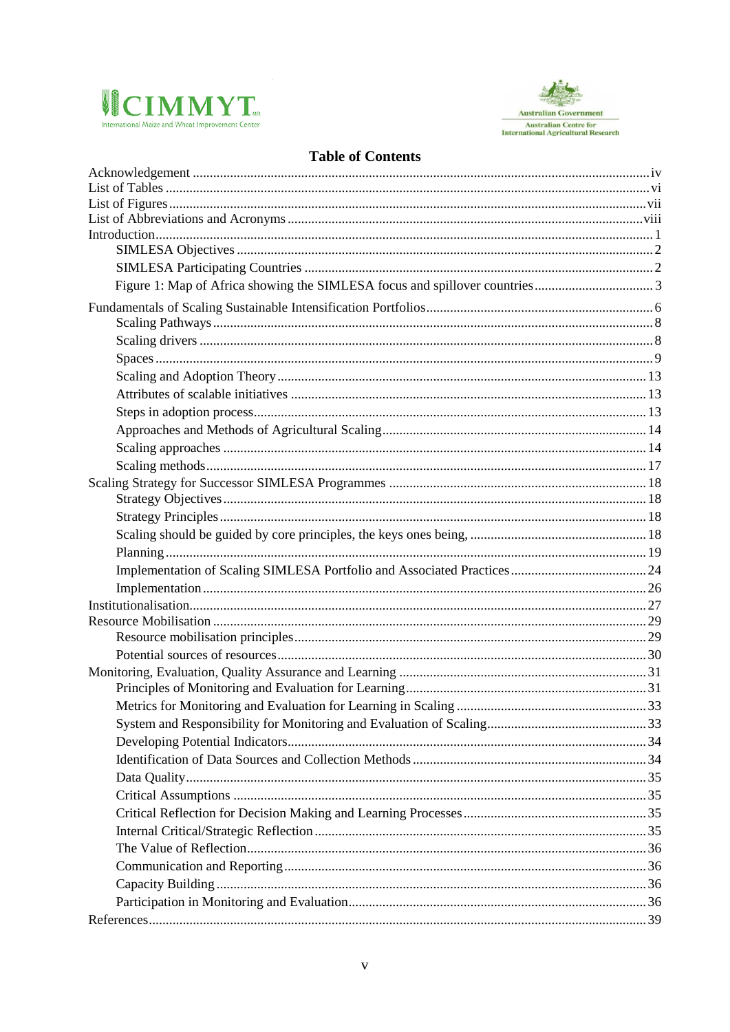# Table of Contents

Acknowledgement ... iv
List of Tables ... vi
List of Figures ... vii
List of Abbreviations and Acronyms ... viii
Introduction ... 1
- SIMLESA Objectives ... 2
- SIMLESA Participating Countries ... 2
- Figure 1: Map of Africa showing the SIMLESA focus and spillover countries ... 3

Fundamentals of Scaling Sustainable Intensification Portfolios ... 6
- Scaling Pathways ... 8
- Scaling drivers ... 8
- Spaces ... 9
- Scaling and Adoption Theory ... 13
- Attributes of scalable initiatives ... 13
- Steps in adoption process ... 13
- Approaches and Methods of Agricultural Scaling ... 14
- Scaling approaches ... 14
- Scaling methods ... 17

Scaling Strategy for Successor SIMLESA Programmes ... 18
- Strategy Objectives ... 18
- Strategy Principles ... 18
- Scaling should be guided by core principles, the keys ones being, ... 18
- Planning ... 19
- Implementation of Scaling SIMLESA Portfolio and Associated Practices ... 24
- Implementation ... 26

Institutionalisation ... 27

Resource Mobilisation ... 29
- Resource mobilisation principles ... 29
- Potential sources of resources ... 30

Monitoring, Evaluation, Quality Assurance and Learning ... 31
- Principles of Monitoring and Evaluation for Learning ... 31
- Metrics for Monitoring and Evaluation for Learning in Scaling ... 33
- System and Responsibility for Monitoring and Evaluation of Scaling ... 33
- Developing Potential Indicators ... 34
- Identification of Data Sources and Collection Methods ... 34
- Data Quality ... 35
- Critical Assumptions ... 35
- Critical Reflection for Decision Making and Learning Processes ... 35
- Internal Critical/Strategic Reflection ... 35
- The Value of Reflection ... 36
- Communication and Reporting ... 36
- Capacity Building ... 36
- Participation in Monitoring and Evaluation ... 36

References ... 39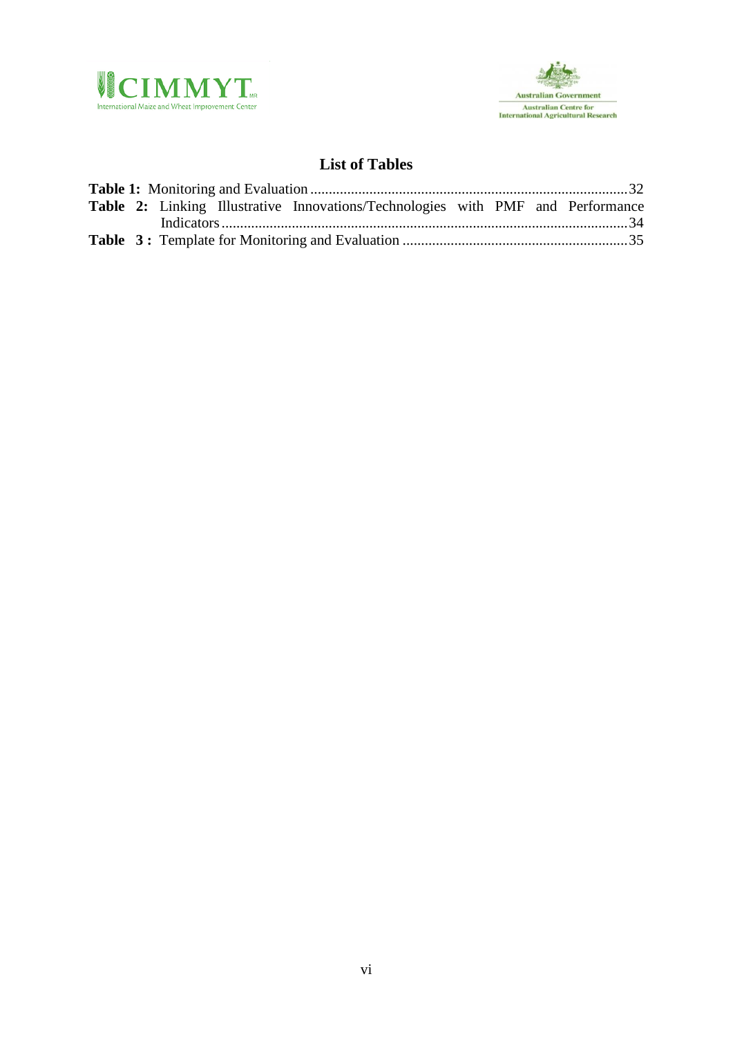## List of Tables

**Table 1:** Monitoring and Evaluation ..... 32

**Table 2:** Linking Illustrative Innovations/Technologies with PMF and Performance Indicators ..... 34

**Table 3 :** Template for Monitoring and Evaluation ..... 35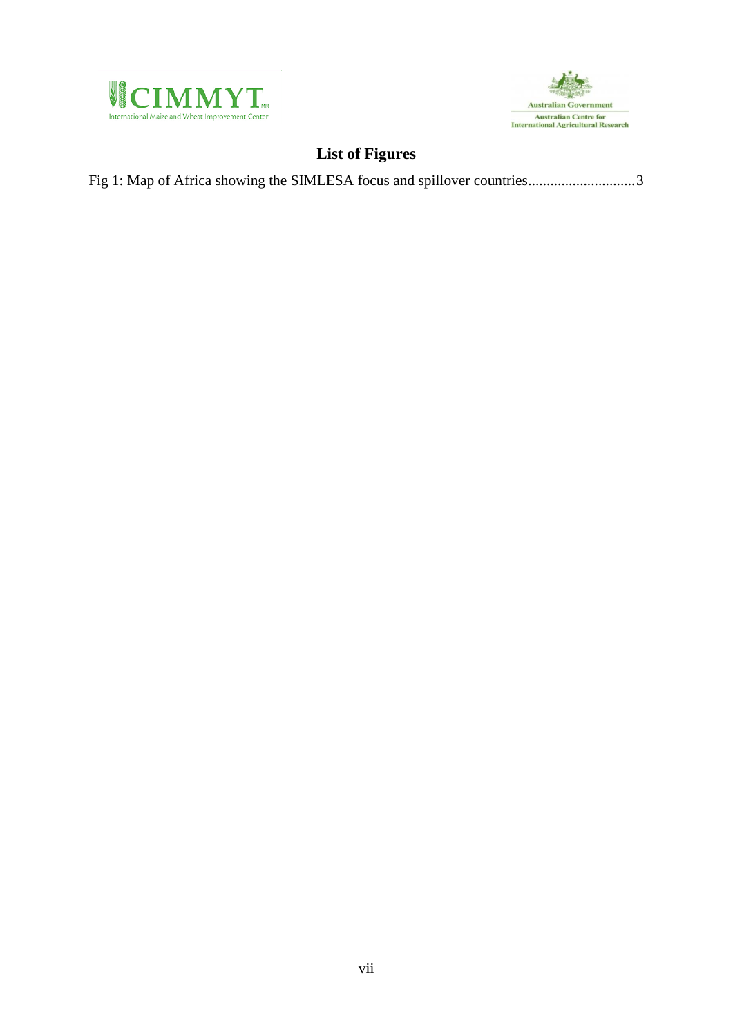## List of Figures

Fig 1: Map of Africa showing the SIMLESA focus and spillover countries............................3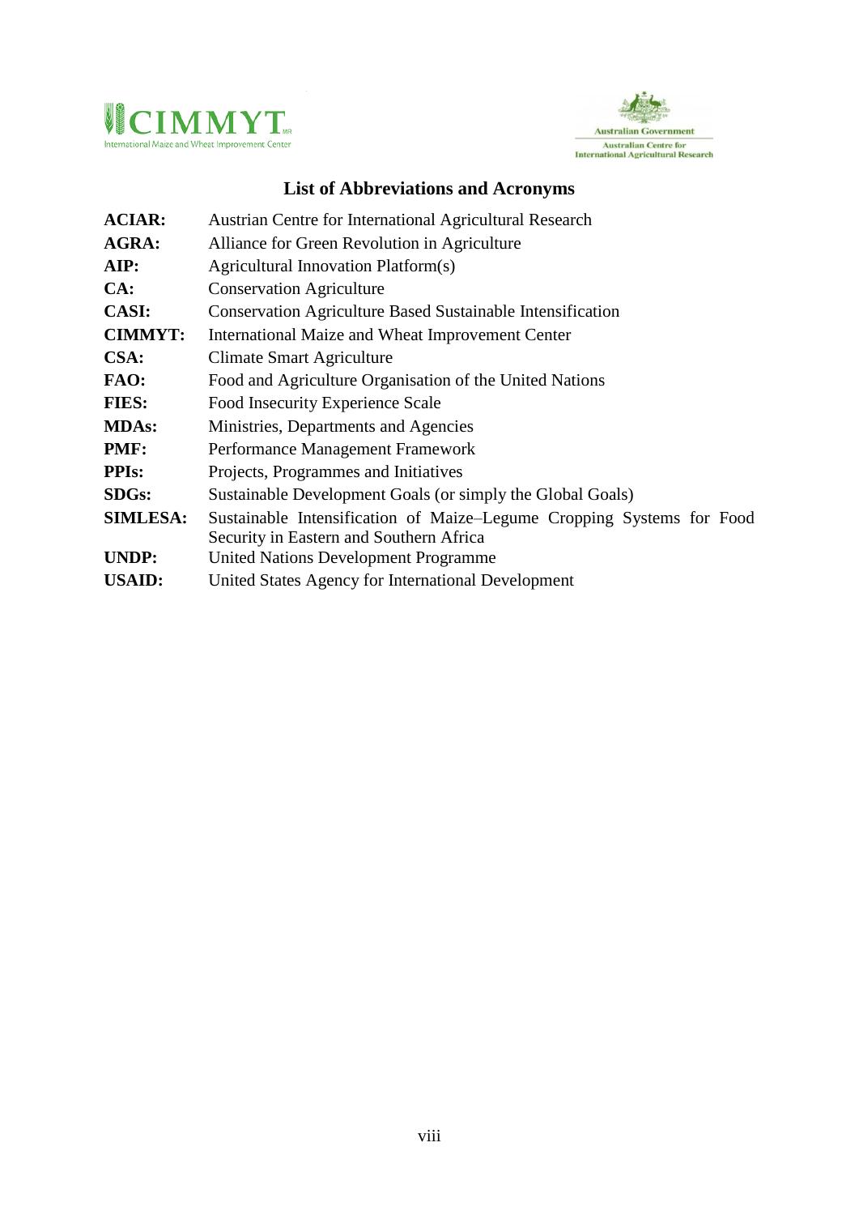## List of Abbreviations and Acronyms

| | |
|---|---|
| **ACIAR:** | Austrian Centre for International Agricultural Research |
| **AGRA:** | Alliance for Green Revolution in Agriculture |
| **AIP:** | Agricultural Innovation Platform(s) |
| **CA:** | Conservation Agriculture |
| **CASI:** | Conservation Agriculture Based Sustainable Intensification |
| **CIMMYT:** | International Maize and Wheat Improvement Center |
| **CSA:** | Climate Smart Agriculture |
| **FAO:** | Food and Agriculture Organisation of the United Nations |
| **FIES:** | Food Insecurity Experience Scale |
| **MDAs:** | Ministries, Departments and Agencies |
| **PMF:** | Performance Management Framework |
| **PPIs:** | Projects, Programmes and Initiatives |
| **SDGs:** | Sustainable Development Goals (or simply the Global Goals) |
| **SIMLESA:** | Sustainable Intensification of Maize–Legume Cropping Systems for Food Security in Eastern and Southern Africa |
| **UNDP:** | United Nations Development Programme |
| **USAID:** | United States Agency for International Development |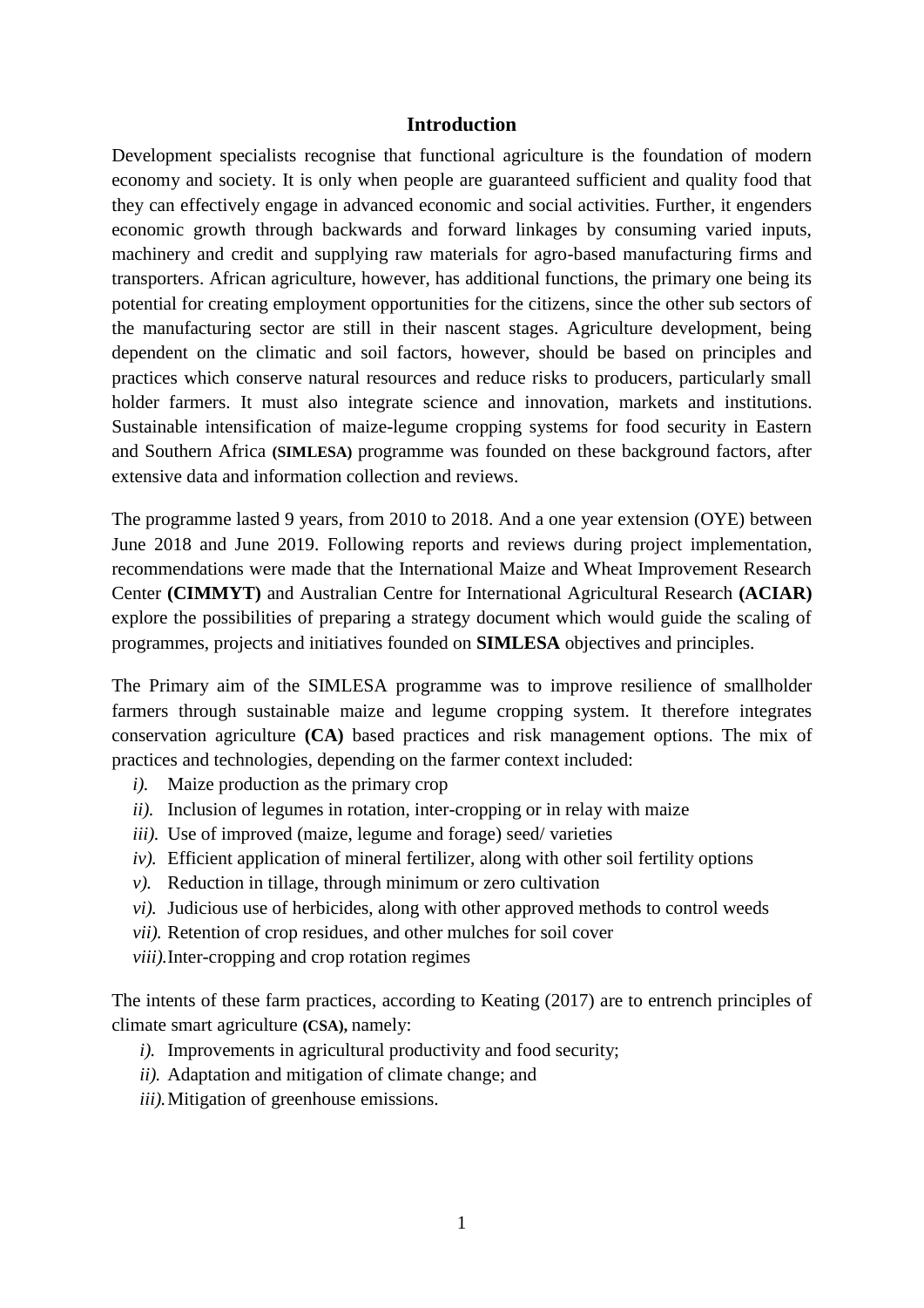# Introduction

Development specialists recognise that functional agriculture is the foundation of modern economy and society. It is only when people are guaranteed sufficient and quality food that they can effectively engage in advanced economic and social activities. Further, it engenders economic growth through backwards and forward linkages by consuming varied inputs, machinery and credit and supplying raw materials for agro-based manufacturing firms and transporters. African agriculture, however, has additional functions, the primary one being its potential for creating employment opportunities for the citizens, since the other sub sectors of the manufacturing sector are still in their nascent stages. Agriculture development, being dependent on the climatic and soil factors, however, should be based on principles and practices which conserve natural resources and reduce risks to producers, particularly small holder farmers. It must also integrate science and innovation, markets and institutions. Sustainable intensification of maize-legume cropping systems for food security in Eastern and Southern Africa **(SIMLESA)** programme was founded on these background factors, after extensive data and information collection and reviews.

The programme lasted 9 years, from 2010 to 2018. And a one year extension (OYE) between June 2018 and June 2019. Following reports and reviews during project implementation, recommendations were made that the International Maize and Wheat Improvement Research Center **(CIMMYT)** and Australian Centre for International Agricultural Research **(ACIAR)** explore the possibilities of preparing a strategy document which would guide the scaling of programmes, projects and initiatives founded on **SIMLESA** objectives and principles.

The Primary aim of the SIMLESA programme was to improve resilience of smallholder farmers through sustainable maize and legume cropping system. It therefore integrates conservation agriculture **(CA)** based practices and risk management options. The mix of practices and technologies, depending on the farmer context included:

*i).* Maize production as the primary crop
*ii).* Inclusion of legumes in rotation, inter-cropping or in relay with maize
*iii).* Use of improved (maize, legume and forage) seed/ varieties
*iv).* Efficient application of mineral fertilizer, along with other soil fertility options
*v).* Reduction in tillage, through minimum or zero cultivation
*vi).* Judicious use of herbicides, along with other approved methods to control weeds
*vii).* Retention of crop residues, and other mulches for soil cover
*viii).* Inter-cropping and crop rotation regimes

The intents of these farm practices, according to Keating (2017) are to entrench principles of climate smart agriculture **(CSA),** namely:

*i).* Improvements in agricultural productivity and food security;
*ii).* Adaptation and mitigation of climate change; and
*iii).* Mitigation of greenhouse emissions.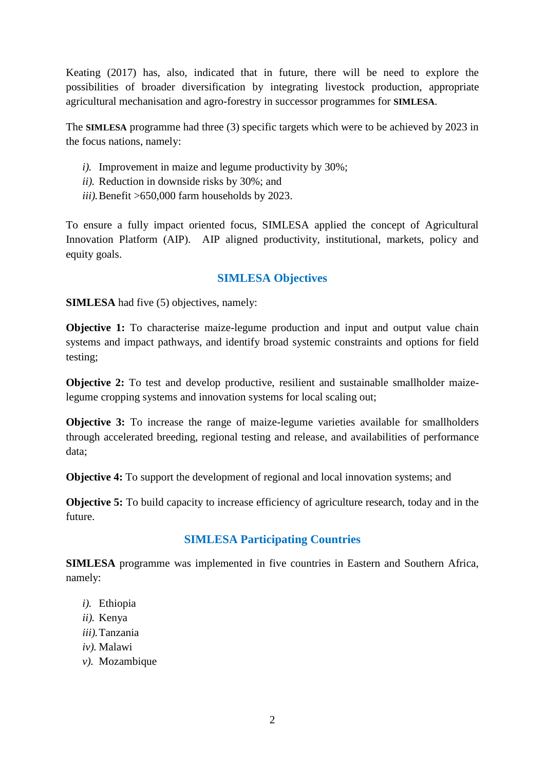Keating (2017) has, also, indicated that in future, there will be need to explore the possibilities of broader diversification by integrating livestock production, appropriate agricultural mechanisation and agro-forestry in successor programmes for **SIMLESA**.

The **SIMLESA** programme had three (3) specific targets which were to be achieved by 2023 in the focus nations, namely:

*i).* Improvement in maize and legume productivity by 30%;
*ii).* Reduction in downside risks by 30%; and
*iii).* Benefit >650,000 farm households by 2023.

To ensure a fully impact oriented focus, SIMLESA applied the concept of Agricultural Innovation Platform (AIP). AIP aligned productivity, institutional, markets, policy and equity goals.

## SIMLESA Objectives

**SIMLESA** had five (5) objectives, namely:

**Objective 1:** To characterise maize-legume production and input and output value chain systems and impact pathways, and identify broad systemic constraints and options for field testing;

**Objective 2:** To test and develop productive, resilient and sustainable smallholder maize-legume cropping systems and innovation systems for local scaling out;

**Objective 3:** To increase the range of maize-legume varieties available for smallholders through accelerated breeding, regional testing and release, and availabilities of performance data;

**Objective 4:** To support the development of regional and local innovation systems; and

**Objective 5:** To build capacity to increase efficiency of agriculture research, today and in the future.

## SIMLESA Participating Countries

**SIMLESA** programme was implemented in five countries in Eastern and Southern Africa, namely:

*i).* Ethiopia
*ii).* Kenya
*iii).* Tanzania
*iv).* Malawi
*v).* Mozambique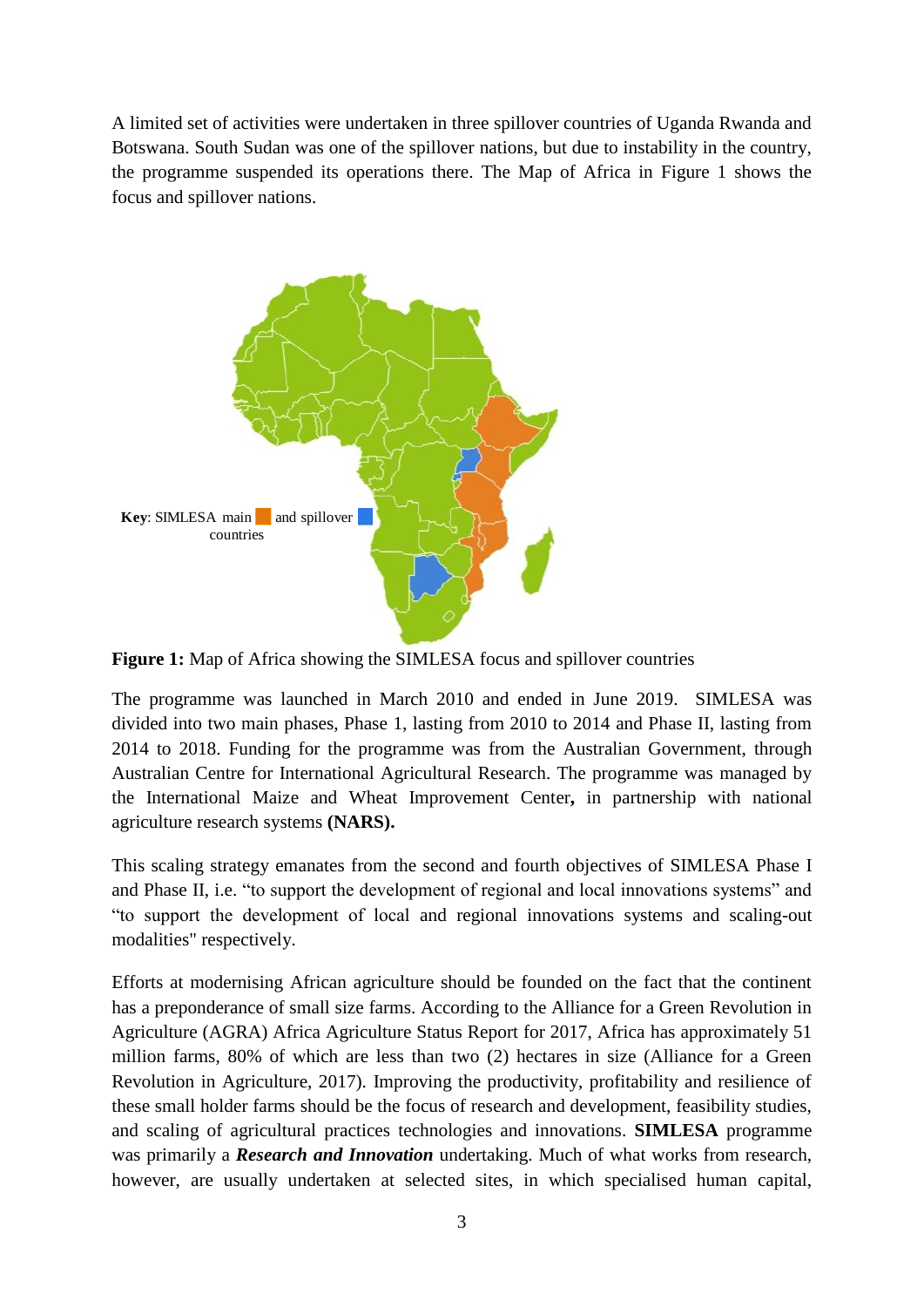A limited set of activities were undertaken in three spillover countries of Uganda Rwanda and Botswana. South Sudan was one of the spillover nations, but due to instability in the country, the programme suspended its operations there. The Map of Africa in Figure 1 shows the focus and spillover nations.

**Key**: SIMLESA main countries and spillover

**Figure 1:** Map of Africa showing the SIMLESA focus and spillover countries

The programme was launched in March 2010 and ended in June 2019. SIMLESA was divided into two main phases, Phase 1, lasting from 2010 to 2014 and Phase II, lasting from 2014 to 2018. Funding for the programme was from the Australian Government, through Australian Centre for International Agricultural Research. The programme was managed by the International Maize and Wheat Improvement Center**,** in partnership with national agriculture research systems **(NARS).**

This scaling strategy emanates from the second and fourth objectives of SIMLESA Phase I and Phase II, i.e. "to support the development of regional and local innovations systems" and "to support the development of local and regional innovations systems and scaling-out modalities" respectively.

Efforts at modernising African agriculture should be founded on the fact that the continent has a preponderance of small size farms. According to the Alliance for a Green Revolution in Agriculture (AGRA) Africa Agriculture Status Report for 2017, Africa has approximately 51 million farms, 80% of which are less than two (2) hectares in size (Alliance for a Green Revolution in Agriculture, 2017). Improving the productivity, profitability and resilience of these small holder farms should be the focus of research and development, feasibility studies, and scaling of agricultural practices technologies and innovations. **SIMLESA** programme was primarily a ***Research and Innovation*** undertaking. Much of what works from research, however, are usually undertaken at selected sites, in which specialised human capital,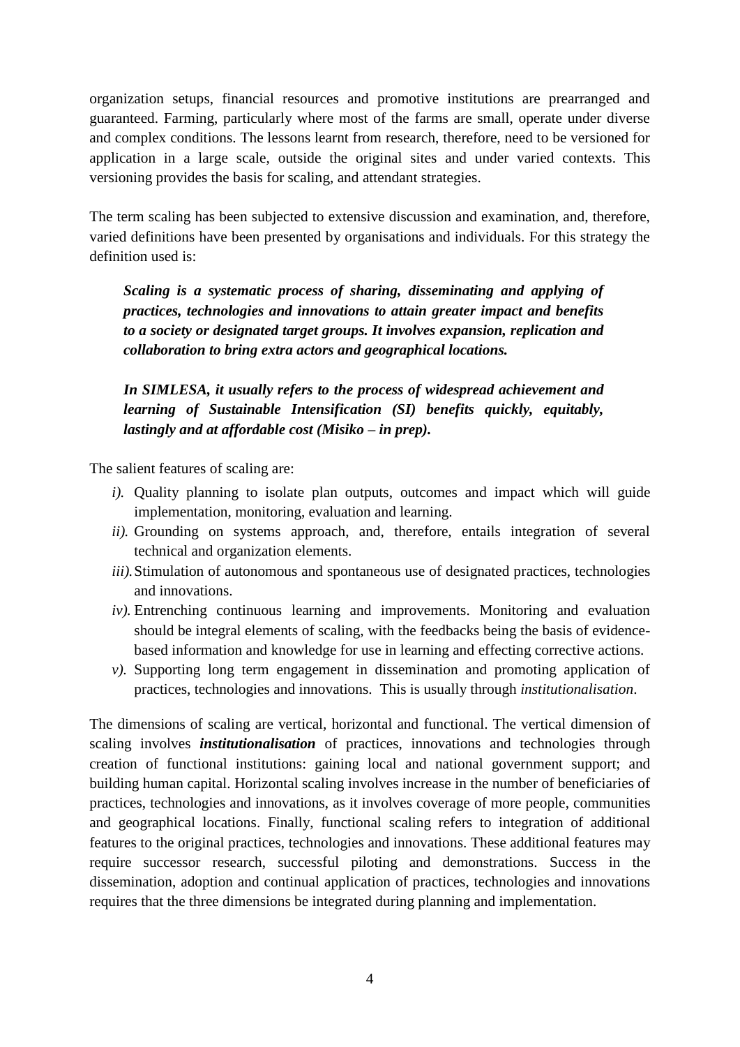organization setups, financial resources and promotive institutions are prearranged and guaranteed. Farming, particularly where most of the farms are small, operate under diverse and complex conditions. The lessons learnt from research, therefore, need to be versioned for application in a large scale, outside the original sites and under varied contexts. This versioning provides the basis for scaling, and attendant strategies.

The term scaling has been subjected to extensive discussion and examination, and, therefore, varied definitions have been presented by organisations and individuals. For this strategy the definition used is:

> ***Scaling is a systematic process of sharing, disseminating and applying of practices, technologies and innovations to attain greater impact and benefits to a society or designated target groups. It involves expansion, replication and collaboration to bring extra actors and geographical locations.***
>
> ***In SIMLESA, it usually refers to the process of widespread achievement and learning of Sustainable Intensification (SI) benefits quickly, equitably, lastingly and at affordable cost (Misiko – in prep).***

The salient features of scaling are:

*i).* Quality planning to isolate plan outputs, outcomes and impact which will guide implementation, monitoring, evaluation and learning.

*ii).* Grounding on systems approach, and, therefore, entails integration of several technical and organization elements.

*iii).* Stimulation of autonomous and spontaneous use of designated practices, technologies and innovations.

*iv).* Entrenching continuous learning and improvements. Monitoring and evaluation should be integral elements of scaling, with the feedbacks being the basis of evidence-based information and knowledge for use in learning and effecting corrective actions.

*v).* Supporting long term engagement in dissemination and promoting application of practices, technologies and innovations. This is usually through *institutionalisation*.

The dimensions of scaling are vertical, horizontal and functional. The vertical dimension of scaling involves ***institutionalisation*** of practices, innovations and technologies through creation of functional institutions: gaining local and national government support; and building human capital. Horizontal scaling involves increase in the number of beneficiaries of practices, technologies and innovations, as it involves coverage of more people, communities and geographical locations. Finally, functional scaling refers to integration of additional features to the original practices, technologies and innovations. These additional features may require successor research, successful piloting and demonstrations. Success in the dissemination, adoption and continual application of practices, technologies and innovations requires that the three dimensions be integrated during planning and implementation.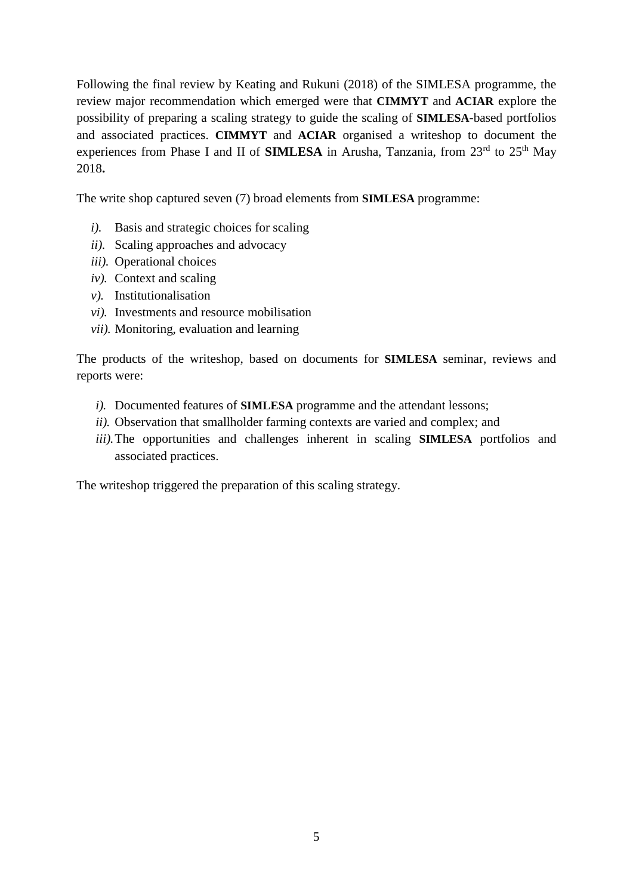Following the final review by Keating and Rukuni (2018) of the SIMLESA programme, the review major recommendation which emerged were that **CIMMYT** and **ACIAR** explore the possibility of preparing a scaling strategy to guide the scaling of **SIMLESA**-based portfolios and associated practices. **CIMMYT** and **ACIAR** organised a writeshop to document the experiences from Phase I and II of **SIMLESA** in Arusha, Tanzania, from 23rd to 25th May 2018**.**

The write shop captured seven (7) broad elements from **SIMLESA** programme:

*i).* Basis and strategic choices for scaling
*ii).* Scaling approaches and advocacy
*iii).* Operational choices
*iv).* Context and scaling
*v).* Institutionalisation
*vi).* Investments and resource mobilisation
*vii).* Monitoring, evaluation and learning

The products of the writeshop, based on documents for **SIMLESA** seminar, reviews and reports were:

*i).* Documented features of **SIMLESA** programme and the attendant lessons;
*ii).* Observation that smallholder farming contexts are varied and complex; and
*iii).* The opportunities and challenges inherent in scaling **SIMLESA** portfolios and associated practices.

The writeshop triggered the preparation of this scaling strategy.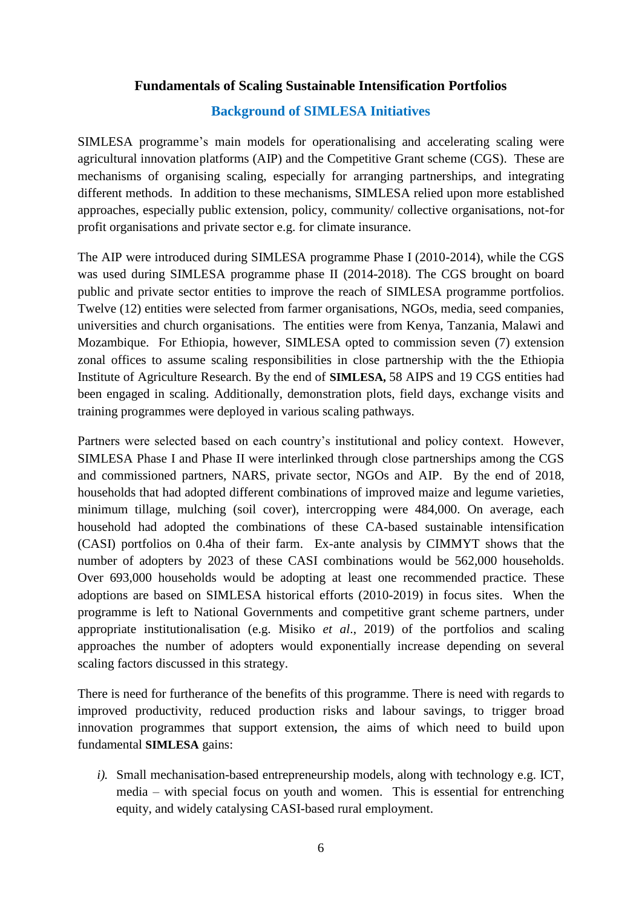# Fundamentals of Scaling Sustainable Intensification Portfolios

## Background of SIMLESA Initiatives

SIMLESA programme's main models for operationalising and accelerating scaling were agricultural innovation platforms (AIP) and the Competitive Grant scheme (CGS). These are mechanisms of organising scaling, especially for arranging partnerships, and integrating different methods. In addition to these mechanisms, SIMLESA relied upon more established approaches, especially public extension, policy, community/ collective organisations, not-for profit organisations and private sector e.g. for climate insurance.

The AIP were introduced during SIMLESA programme Phase I (2010-2014), while the CGS was used during SIMLESA programme phase II (2014-2018). The CGS brought on board public and private sector entities to improve the reach of SIMLESA programme portfolios. Twelve (12) entities were selected from farmer organisations, NGOs, media, seed companies, universities and church organisations. The entities were from Kenya, Tanzania, Malawi and Mozambique. For Ethiopia, however, SIMLESA opted to commission seven (7) extension zonal offices to assume scaling responsibilities in close partnership with the the Ethiopia Institute of Agriculture Research. By the end of **SIMLESA,** 58 AIPS and 19 CGS entities had been engaged in scaling. Additionally, demonstration plots, field days, exchange visits and training programmes were deployed in various scaling pathways.

Partners were selected based on each country's institutional and policy context. However, SIMLESA Phase I and Phase II were interlinked through close partnerships among the CGS and commissioned partners, NARS, private sector, NGOs and AIP. By the end of 2018, households that had adopted different combinations of improved maize and legume varieties, minimum tillage, mulching (soil cover), intercropping were 484,000. On average, each household had adopted the combinations of these CA-based sustainable intensification (CASI) portfolios on 0.4ha of their farm. Ex-ante analysis by CIMMYT shows that the number of adopters by 2023 of these CASI combinations would be 562,000 households. Over 693,000 households would be adopting at least one recommended practice. These adoptions are based on SIMLESA historical efforts (2010-2019) in focus sites. When the programme is left to National Governments and competitive grant scheme partners, under appropriate institutionalisation (e.g. Misiko *et al.*, 2019) of the portfolios and scaling approaches the number of adopters would exponentially increase depending on several scaling factors discussed in this strategy.

There is need for furtherance of the benefits of this programme. There is need with regards to improved productivity, reduced production risks and labour savings, to trigger broad innovation programmes that support extension**,** the aims of which need to build upon fundamental **SIMLESA** gains:

*i).* Small mechanisation-based entrepreneurship models, along with technology e.g. ICT, media – with special focus on youth and women. This is essential for entrenching equity, and widely catalysing CASI-based rural employment.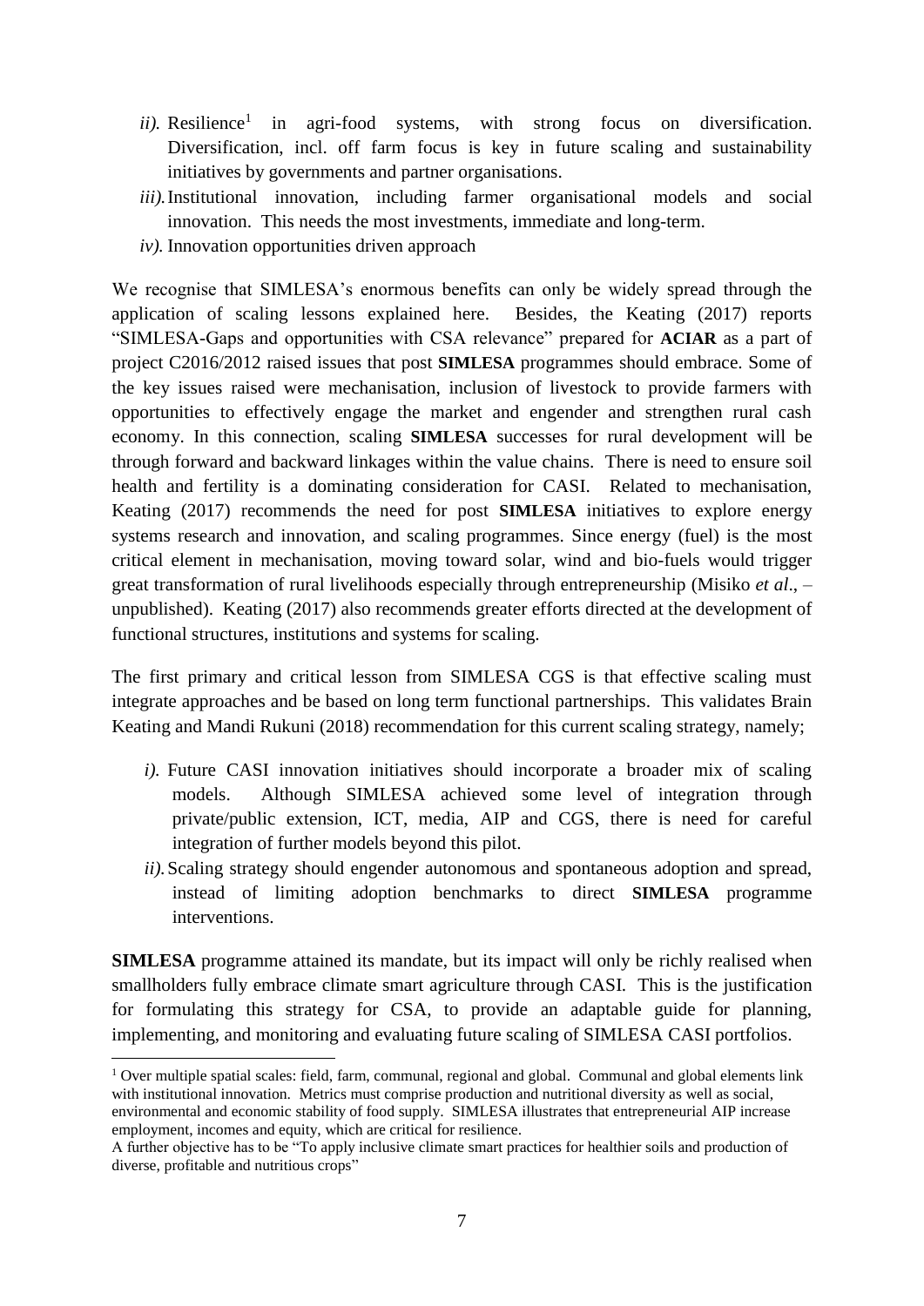*ii).* Resilience[1] in agri-food systems, with strong focus on diversification. Diversification, incl. off farm focus is key in future scaling and sustainability initiatives by governments and partner organisations.

*iii).* Institutional innovation, including farmer organisational models and social innovation. This needs the most investments, immediate and long-term.

*iv).* Innovation opportunities driven approach

We recognise that SIMLESA's enormous benefits can only be widely spread through the application of scaling lessons explained here. Besides, the Keating (2017) reports "SIMLESA-Gaps and opportunities with CSA relevance" prepared for **ACIAR** as a part of project C2016/2012 raised issues that post **SIMLESA** programmes should embrace. Some of the key issues raised were mechanisation, inclusion of livestock to provide farmers with opportunities to effectively engage the market and engender and strengthen rural cash economy. In this connection, scaling **SIMLESA** successes for rural development will be through forward and backward linkages within the value chains. There is need to ensure soil health and fertility is a dominating consideration for CASI. Related to mechanisation, Keating (2017) recommends the need for post **SIMLESA** initiatives to explore energy systems research and innovation, and scaling programmes. Since energy (fuel) is the most critical element in mechanisation, moving toward solar, wind and bio-fuels would trigger great transformation of rural livelihoods especially through entrepreneurship (Misiko *et al*., – unpublished). Keating (2017) also recommends greater efforts directed at the development of functional structures, institutions and systems for scaling.

The first primary and critical lesson from SIMLESA CGS is that effective scaling must integrate approaches and be based on long term functional partnerships. This validates Brain Keating and Mandi Rukuni (2018) recommendation for this current scaling strategy, namely;

*i).* Future CASI innovation initiatives should incorporate a broader mix of scaling models. Although SIMLESA achieved some level of integration through private/public extension, ICT, media, AIP and CGS, there is need for careful integration of further models beyond this pilot.

*ii).* Scaling strategy should engender autonomous and spontaneous adoption and spread, instead of limiting adoption benchmarks to direct **SIMLESA** programme interventions.

**SIMLESA** programme attained its mandate, but its impact will only be richly realised when smallholders fully embrace climate smart agriculture through CASI. This is the justification for formulating this strategy for CSA, to provide an adaptable guide for planning, implementing, and monitoring and evaluating future scaling of SIMLESA CASI portfolios.

---

[1] Over multiple spatial scales: field, farm, communal, regional and global. Communal and global elements link with institutional innovation. Metrics must comprise production and nutritional diversity as well as social, environmental and economic stability of food supply. SIMLESA illustrates that entrepreneurial AIP increase employment, incomes and equity, which are critical for resilience.
A further objective has to be "To apply inclusive climate smart practices for healthier soils and production of diverse, profitable and nutritious crops"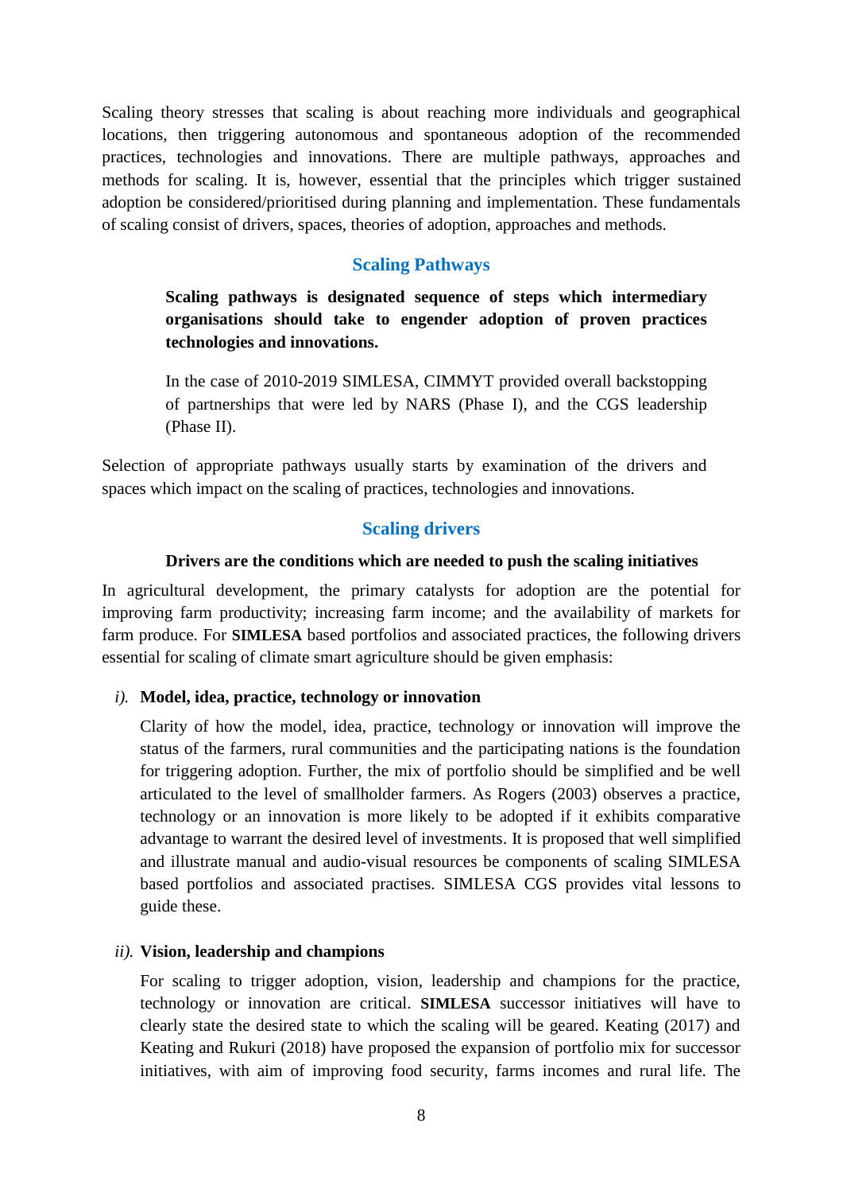Scaling theory stresses that scaling is about reaching more individuals and geographical locations, then triggering autonomous and spontaneous adoption of the recommended practices, technologies and innovations. There are multiple pathways, approaches and methods for scaling. It is, however, essential that the principles which trigger sustained adoption be considered/prioritised during planning and implementation. These fundamentals of scaling consist of drivers, spaces, theories of adoption, approaches and methods.

## Scaling Pathways

**Scaling pathways is designated sequence of steps which intermediary organisations should take to engender adoption of proven practices technologies and innovations.**

In the case of 2010-2019 SIMLESA, CIMMYT provided overall backstopping of partnerships that were led by NARS (Phase I), and the CGS leadership (Phase II).

Selection of appropriate pathways usually starts by examination of the drivers and spaces which impact on the scaling of practices, technologies and innovations.

## Scaling drivers

**Drivers are the conditions which are needed to push the scaling initiatives**

In agricultural development, the primary catalysts for adoption are the potential for improving farm productivity; increasing farm income; and the availability of markets for farm produce. For **SIMLESA** based portfolios and associated practices, the following drivers essential for scaling of climate smart agriculture should be given emphasis:

*i).* **Model, idea, practice, technology or innovation**

Clarity of how the model, idea, practice, technology or innovation will improve the status of the farmers, rural communities and the participating nations is the foundation for triggering adoption. Further, the mix of portfolio should be simplified and be well articulated to the level of smallholder farmers. As Rogers (2003) observes a practice, technology or an innovation is more likely to be adopted if it exhibits comparative advantage to warrant the desired level of investments. It is proposed that well simplified and illustrate manual and audio-visual resources be components of scaling SIMLESA based portfolios and associated practises. SIMLESA CGS provides vital lessons to guide these.

*ii).* **Vision, leadership and champions**

For scaling to trigger adoption, vision, leadership and champions for the practice, technology or innovation are critical. **SIMLESA** successor initiatives will have to clearly state the desired state to which the scaling will be geared. Keating (2017) and Keating and Rukuri (2018) have proposed the expansion of portfolio mix for successor initiatives, with aim of improving food security, farms incomes and rural life. The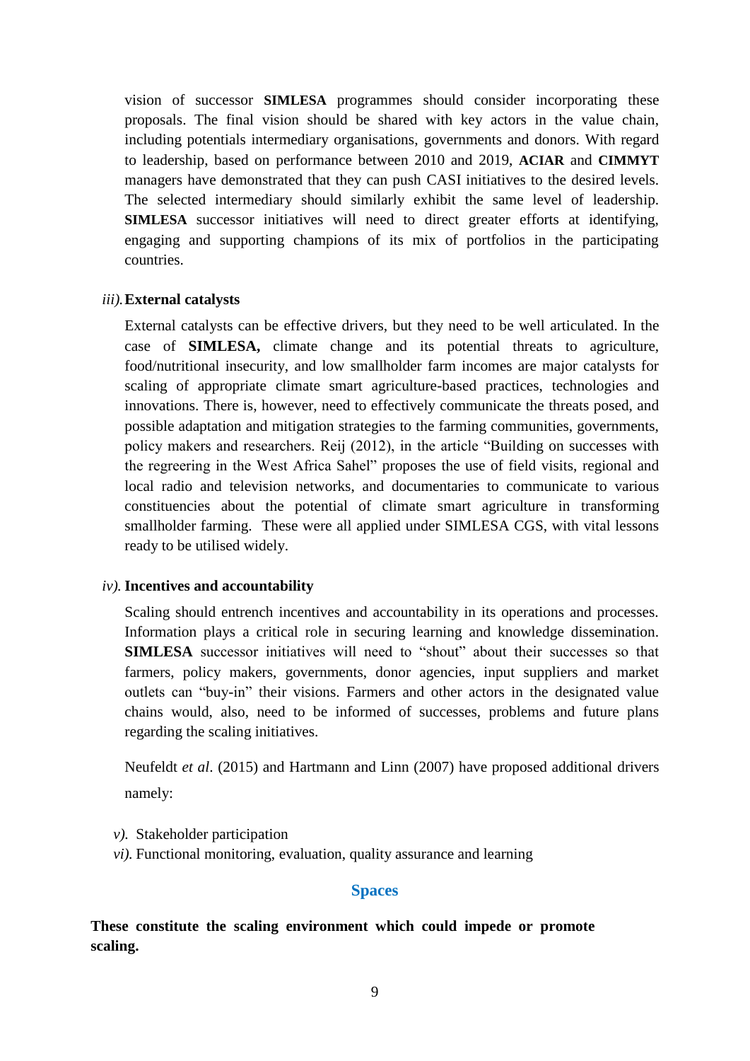vision of successor **SIMLESA** programmes should consider incorporating these proposals. The final vision should be shared with key actors in the value chain, including potentials intermediary organisations, governments and donors. With regard to leadership, based on performance between 2010 and 2019, **ACIAR** and **CIMMYT** managers have demonstrated that they can push CASI initiatives to the desired levels. The selected intermediary should similarly exhibit the same level of leadership. **SIMLESA** successor initiatives will need to direct greater efforts at identifying, engaging and supporting champions of its mix of portfolios in the participating countries.

*iii).* **External catalysts**

External catalysts can be effective drivers, but they need to be well articulated. In the case of **SIMLESA,** climate change and its potential threats to agriculture, food/nutritional insecurity, and low smallholder farm incomes are major catalysts for scaling of appropriate climate smart agriculture-based practices, technologies and innovations. There is, however, need to effectively communicate the threats posed, and possible adaptation and mitigation strategies to the farming communities, governments, policy makers and researchers. Reij (2012), in the article "Building on successes with the regreering in the West Africa Sahel" proposes the use of field visits, regional and local radio and television networks, and documentaries to communicate to various constituencies about the potential of climate smart agriculture in transforming smallholder farming. These were all applied under SIMLESA CGS, with vital lessons ready to be utilised widely.

*iv).* **Incentives and accountability**

Scaling should entrench incentives and accountability in its operations and processes. Information plays a critical role in securing learning and knowledge dissemination. **SIMLESA** successor initiatives will need to "shout" about their successes so that farmers, policy makers, governments, donor agencies, input suppliers and market outlets can "buy-in" their visions. Farmers and other actors in the designated value chains would, also, need to be informed of successes, problems and future plans regarding the scaling initiatives.

Neufeldt *et al*. (2015) and Hartmann and Linn (2007) have proposed additional drivers namely:

*v).* Stakeholder participation

*vi).* Functional monitoring, evaluation, quality assurance and learning

## Spaces

**These constitute the scaling environment which could impede or promote scaling.**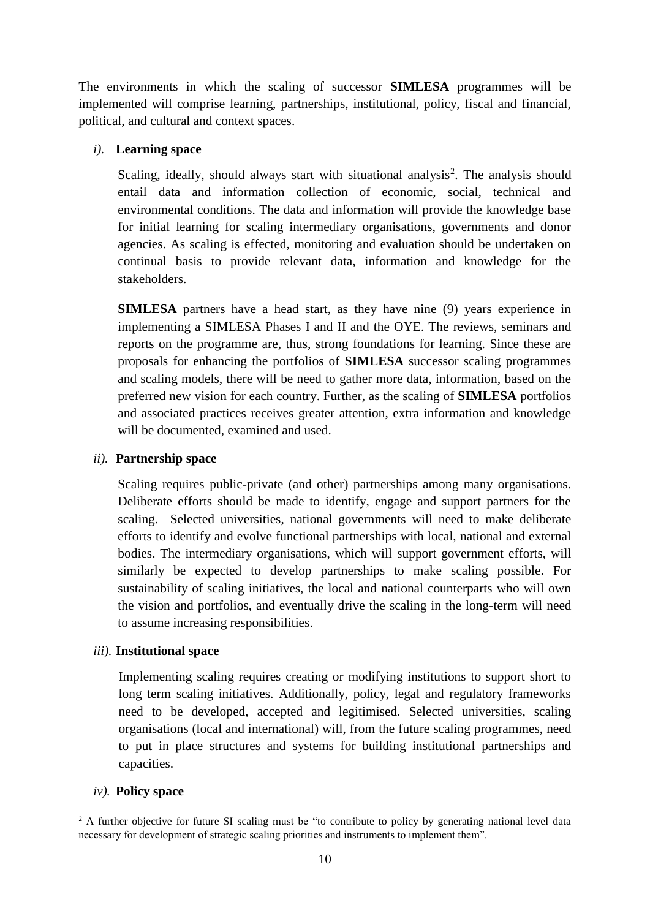The environments in which the scaling of successor **SIMLESA** programmes will be implemented will comprise learning, partnerships, institutional, policy, fiscal and financial, political, and cultural and context spaces.

*i).* **Learning space**

Scaling, ideally, should always start with situational analysis[2]. The analysis should entail data and information collection of economic, social, technical and environmental conditions. The data and information will provide the knowledge base for initial learning for scaling intermediary organisations, governments and donor agencies. As scaling is effected, monitoring and evaluation should be undertaken on continual basis to provide relevant data, information and knowledge for the stakeholders.

**SIMLESA** partners have a head start, as they have nine (9) years experience in implementing a SIMLESA Phases I and II and the OYE. The reviews, seminars and reports on the programme are, thus, strong foundations for learning. Since these are proposals for enhancing the portfolios of **SIMLESA** successor scaling programmes and scaling models, there will be need to gather more data, information, based on the preferred new vision for each country. Further, as the scaling of **SIMLESA** portfolios and associated practices receives greater attention, extra information and knowledge will be documented, examined and used.

*ii).* **Partnership space**

Scaling requires public-private (and other) partnerships among many organisations. Deliberate efforts should be made to identify, engage and support partners for the scaling. Selected universities, national governments will need to make deliberate efforts to identify and evolve functional partnerships with local, national and external bodies. The intermediary organisations, which will support government efforts, will similarly be expected to develop partnerships to make scaling possible. For sustainability of scaling initiatives, the local and national counterparts who will own the vision and portfolios, and eventually drive the scaling in the long-term will need to assume increasing responsibilities.

*iii).* **Institutional space**

Implementing scaling requires creating or modifying institutions to support short to long term scaling initiatives. Additionally, policy, legal and regulatory frameworks need to be developed, accepted and legitimised. Selected universities, scaling organisations (local and international) will, from the future scaling programmes, need to put in place structures and systems for building institutional partnerships and capacities.

*iv).* **Policy space**

[2] A further objective for future SI scaling must be "to contribute to policy by generating national level data necessary for development of strategic scaling priorities and instruments to implement them".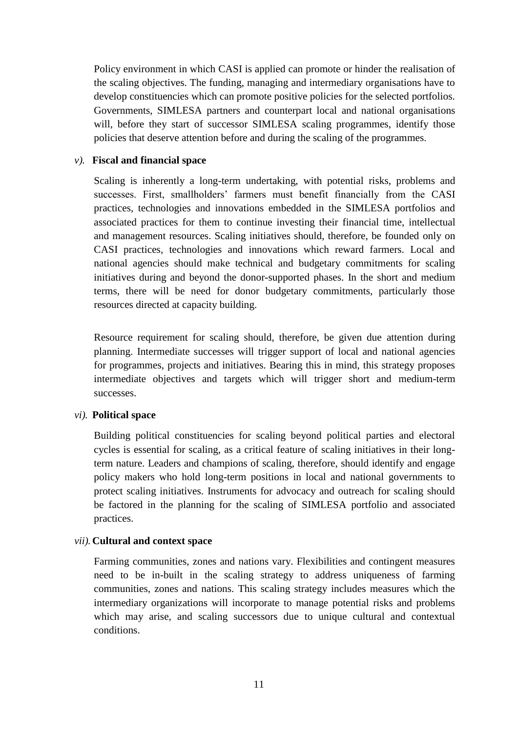Policy environment in which CASI is applied can promote or hinder the realisation of the scaling objectives. The funding, managing and intermediary organisations have to develop constituencies which can promote positive policies for the selected portfolios. Governments, SIMLESA partners and counterpart local and national organisations will, before they start of successor SIMLESA scaling programmes, identify those policies that deserve attention before and during the scaling of the programmes.

*v).* **Fiscal and financial space**

Scaling is inherently a long-term undertaking, with potential risks, problems and successes. First, smallholders' farmers must benefit financially from the CASI practices, technologies and innovations embedded in the SIMLESA portfolios and associated practices for them to continue investing their financial time, intellectual and management resources. Scaling initiatives should, therefore, be founded only on CASI practices, technologies and innovations which reward farmers. Local and national agencies should make technical and budgetary commitments for scaling initiatives during and beyond the donor-supported phases. In the short and medium terms, there will be need for donor budgetary commitments, particularly those resources directed at capacity building.

Resource requirement for scaling should, therefore, be given due attention during planning. Intermediate successes will trigger support of local and national agencies for programmes, projects and initiatives. Bearing this in mind, this strategy proposes intermediate objectives and targets which will trigger short and medium-term successes.

*vi).* **Political space**

Building political constituencies for scaling beyond political parties and electoral cycles is essential for scaling, as a critical feature of scaling initiatives in their long-term nature. Leaders and champions of scaling, therefore, should identify and engage policy makers who hold long-term positions in local and national governments to protect scaling initiatives. Instruments for advocacy and outreach for scaling should be factored in the planning for the scaling of SIMLESA portfolio and associated practices.

*vii).* **Cultural and context space**

Farming communities, zones and nations vary. Flexibilities and contingent measures need to be in-built in the scaling strategy to address uniqueness of farming communities, zones and nations. This scaling strategy includes measures which the intermediary organizations will incorporate to manage potential risks and problems which may arise, and scaling successors due to unique cultural and contextual conditions.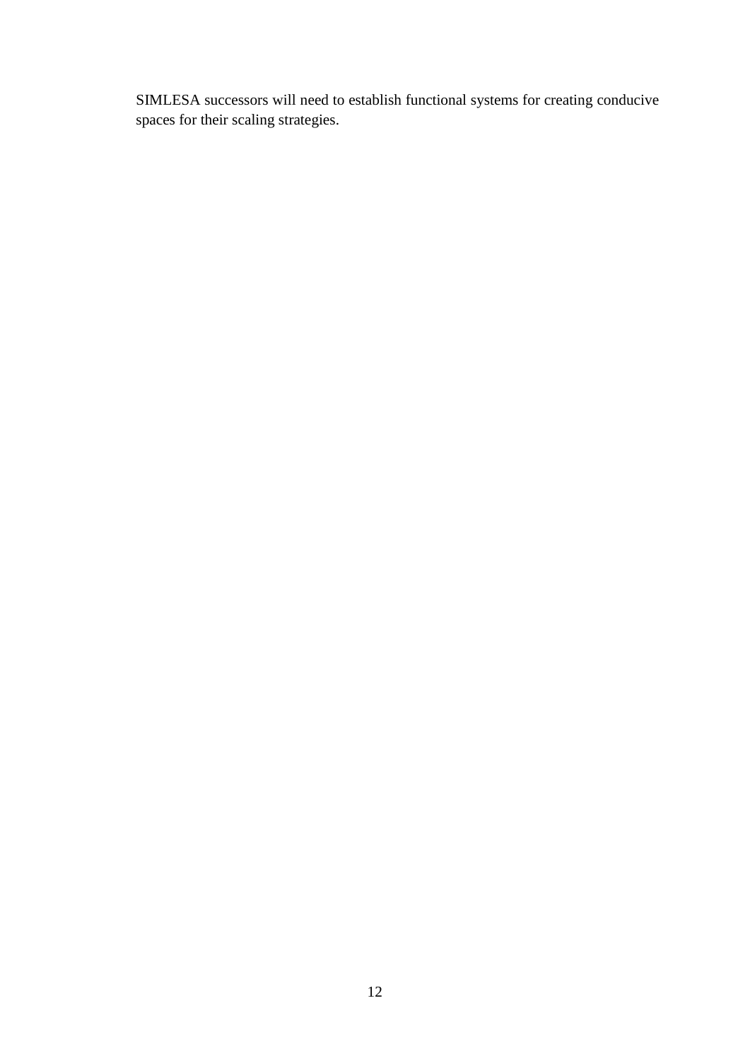SIMLESA successors will need to establish functional systems for creating conducive spaces for their scaling strategies.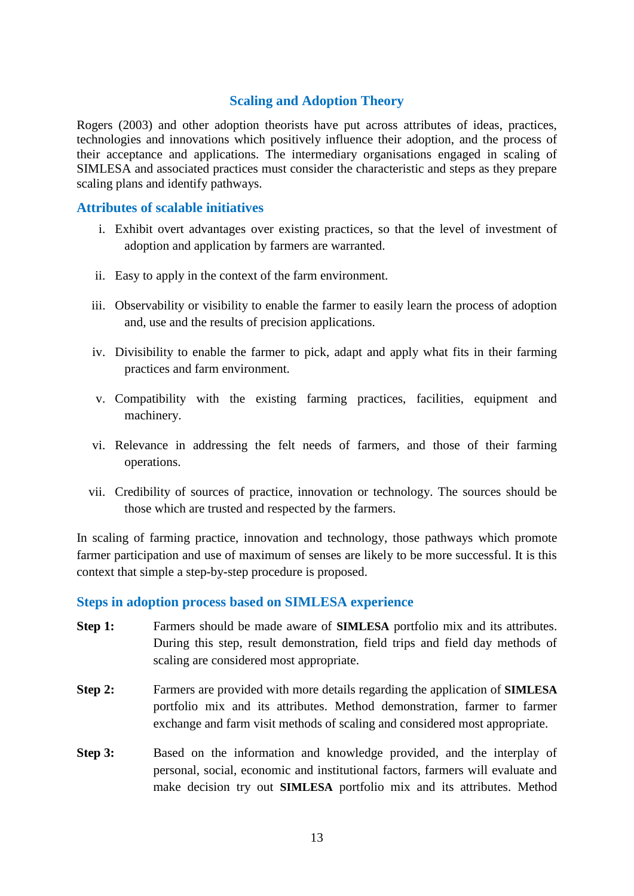## Scaling and Adoption Theory

Rogers (2003) and other adoption theorists have put across attributes of ideas, practices, technologies and innovations which positively influence their adoption, and the process of their acceptance and applications. The intermediary organisations engaged in scaling of SIMLESA and associated practices must consider the characteristic and steps as they prepare scaling plans and identify pathways.

### Attributes of scalable initiatives

i. Exhibit overt advantages over existing practices, so that the level of investment of adoption and application by farmers are warranted.

ii. Easy to apply in the context of the farm environment.

iii. Observability or visibility to enable the farmer to easily learn the process of adoption and, use and the results of precision applications.

iv. Divisibility to enable the farmer to pick, adapt and apply what fits in their farming practices and farm environment.

v. Compatibility with the existing farming practices, facilities, equipment and machinery.

vi. Relevance in addressing the felt needs of farmers, and those of their farming operations.

vii. Credibility of sources of practice, innovation or technology. The sources should be those which are trusted and respected by the farmers.

In scaling of farming practice, innovation and technology, those pathways which promote farmer participation and use of maximum of senses are likely to be more successful. It is this context that simple a step-by-step procedure is proposed.

### Steps in adoption process based on SIMLESA experience

**Step 1:** Farmers should be made aware of **SIMLESA** portfolio mix and its attributes. During this step, result demonstration, field trips and field day methods of scaling are considered most appropriate.

**Step 2:** Farmers are provided with more details regarding the application of **SIMLESA** portfolio mix and its attributes. Method demonstration, farmer to farmer exchange and farm visit methods of scaling and considered most appropriate.

**Step 3:** Based on the information and knowledge provided, and the interplay of personal, social, economic and institutional factors, farmers will evaluate and make decision try out **SIMLESA** portfolio mix and its attributes. Method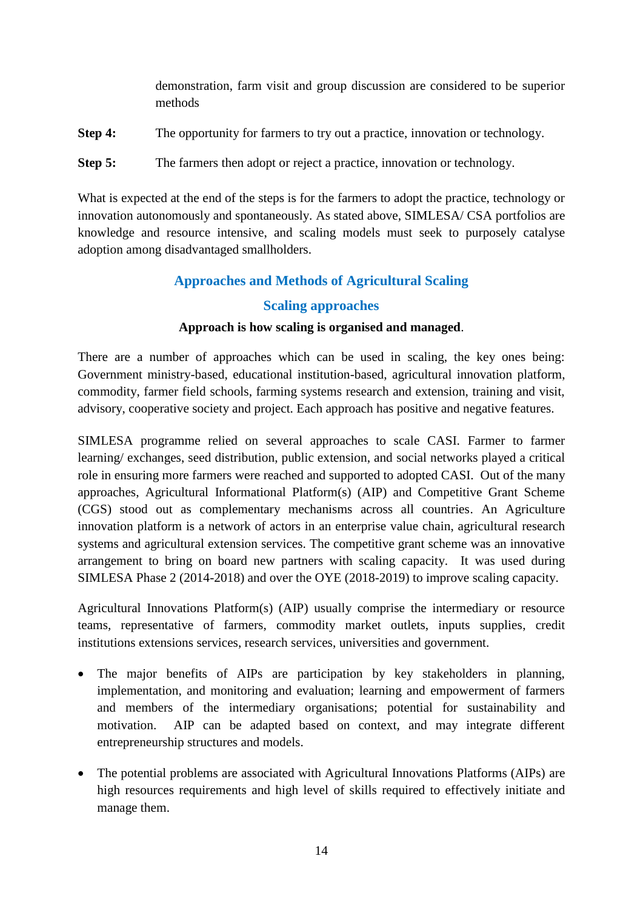demonstration, farm visit and group discussion are considered to be superior methods

**Step 4:** The opportunity for farmers to try out a practice, innovation or technology.

**Step 5:** The farmers then adopt or reject a practice, innovation or technology.

What is expected at the end of the steps is for the farmers to adopt the practice, technology or innovation autonomously and spontaneously. As stated above, SIMLESA/ CSA portfolios are knowledge and resource intensive, and scaling models must seek to purposely catalyse adoption among disadvantaged smallholders.

## Approaches and Methods of Agricultural Scaling

### Scaling approaches

**Approach is how scaling is organised and managed**.

There are a number of approaches which can be used in scaling, the key ones being: Government ministry-based, educational institution-based, agricultural innovation platform, commodity, farmer field schools, farming systems research and extension, training and visit, advisory, cooperative society and project. Each approach has positive and negative features.

SIMLESA programme relied on several approaches to scale CASI. Farmer to farmer learning/ exchanges, seed distribution, public extension, and social networks played a critical role in ensuring more farmers were reached and supported to adopted CASI. Out of the many approaches, Agricultural Informational Platform(s) (AIP) and Competitive Grant Scheme (CGS) stood out as complementary mechanisms across all countries. An Agriculture innovation platform is a network of actors in an enterprise value chain, agricultural research systems and agricultural extension services. The competitive grant scheme was an innovative arrangement to bring on board new partners with scaling capacity. It was used during SIMLESA Phase 2 (2014-2018) and over the OYE (2018-2019) to improve scaling capacity.

Agricultural Innovations Platform(s) (AIP) usually comprise the intermediary or resource teams, representative of farmers, commodity market outlets, inputs supplies, credit institutions extensions services, research services, universities and government.

- The major benefits of AIPs are participation by key stakeholders in planning, implementation, and monitoring and evaluation; learning and empowerment of farmers and members of the intermediary organisations; potential for sustainability and motivation. AIP can be adapted based on context, and may integrate different entrepreneurship structures and models.

- The potential problems are associated with Agricultural Innovations Platforms (AIPs) are high resources requirements and high level of skills required to effectively initiate and manage them.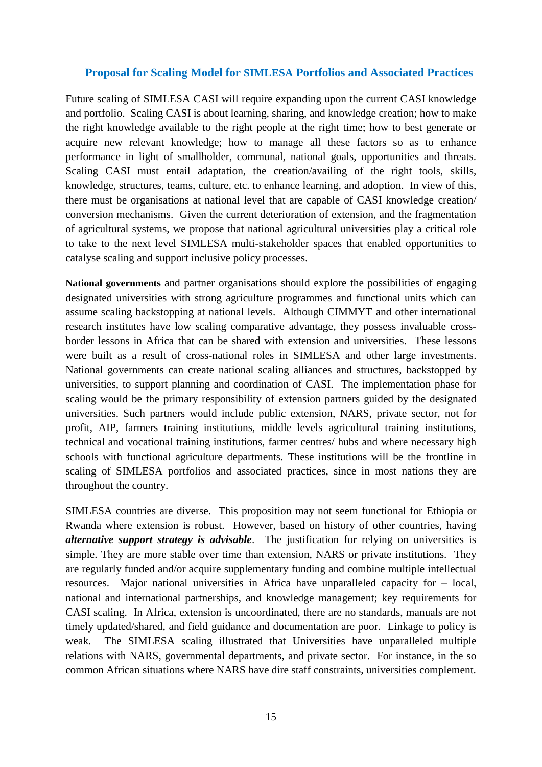## Proposal for Scaling Model for SIMLESA Portfolios and Associated Practices

Future scaling of SIMLESA CASI will require expanding upon the current CASI knowledge and portfolio. Scaling CASI is about learning, sharing, and knowledge creation; how to make the right knowledge available to the right people at the right time; how to best generate or acquire new relevant knowledge; how to manage all these factors so as to enhance performance in light of smallholder, communal, national goals, opportunities and threats. Scaling CASI must entail adaptation, the creation/availing of the right tools, skills, knowledge, structures, teams, culture, etc. to enhance learning, and adoption. In view of this, there must be organisations at national level that are capable of CASI knowledge creation/ conversion mechanisms. Given the current deterioration of extension, and the fragmentation of agricultural systems, we propose that national agricultural universities play a critical role to take to the next level SIMLESA multi-stakeholder spaces that enabled opportunities to catalyse scaling and support inclusive policy processes.

**National governments** and partner organisations should explore the possibilities of engaging designated universities with strong agriculture programmes and functional units which can assume scaling backstopping at national levels. Although CIMMYT and other international research institutes have low scaling comparative advantage, they possess invaluable cross-border lessons in Africa that can be shared with extension and universities. These lessons were built as a result of cross-national roles in SIMLESA and other large investments. National governments can create national scaling alliances and structures, backstopped by universities, to support planning and coordination of CASI. The implementation phase for scaling would be the primary responsibility of extension partners guided by the designated universities. Such partners would include public extension, NARS, private sector, not for profit, AIP, farmers training institutions, middle levels agricultural training institutions, technical and vocational training institutions, farmer centres/ hubs and where necessary high schools with functional agriculture departments. These institutions will be the frontline in scaling of SIMLESA portfolios and associated practices, since in most nations they are throughout the country.

SIMLESA countries are diverse. This proposition may not seem functional for Ethiopia or Rwanda where extension is robust. However, based on history of other countries, having ***alternative support strategy is advisable***. The justification for relying on universities is simple. They are more stable over time than extension, NARS or private institutions. They are regularly funded and/or acquire supplementary funding and combine multiple intellectual resources. Major national universities in Africa have unparalleled capacity for – local, national and international partnerships, and knowledge management; key requirements for CASI scaling. In Africa, extension is uncoordinated, there are no standards, manuals are not timely updated/shared, and field guidance and documentation are poor. Linkage to policy is weak. The SIMLESA scaling illustrated that Universities have unparalleled multiple relations with NARS, governmental departments, and private sector. For instance, in the so common African situations where NARS have dire staff constraints, universities complement.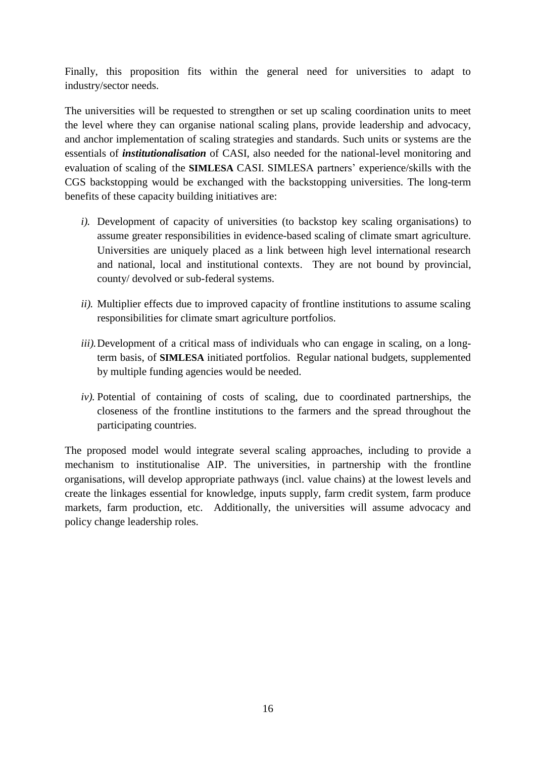Finally, this proposition fits within the general need for universities to adapt to industry/sector needs.

The universities will be requested to strengthen or set up scaling coordination units to meet the level where they can organise national scaling plans, provide leadership and advocacy, and anchor implementation of scaling strategies and standards. Such units or systems are the essentials of ***institutionalisation*** of CASI, also needed for the national-level monitoring and evaluation of scaling of the **SIMLESA** CASI. SIMLESA partners' experience/skills with the CGS backstopping would be exchanged with the backstopping universities. The long-term benefits of these capacity building initiatives are:

*i).* Development of capacity of universities (to backstop key scaling organisations) to assume greater responsibilities in evidence-based scaling of climate smart agriculture. Universities are uniquely placed as a link between high level international research and national, local and institutional contexts. They are not bound by provincial, county/ devolved or sub-federal systems.

*ii).* Multiplier effects due to improved capacity of frontline institutions to assume scaling responsibilities for climate smart agriculture portfolios.

*iii).* Development of a critical mass of individuals who can engage in scaling, on a long-term basis, of **SIMLESA** initiated portfolios. Regular national budgets, supplemented by multiple funding agencies would be needed.

*iv).* Potential of containing of costs of scaling, due to coordinated partnerships, the closeness of the frontline institutions to the farmers and the spread throughout the participating countries.

The proposed model would integrate several scaling approaches, including to provide a mechanism to institutionalise AIP. The universities, in partnership with the frontline organisations, will develop appropriate pathways (incl. value chains) at the lowest levels and create the linkages essential for knowledge, inputs supply, farm credit system, farm produce markets, farm production, etc. Additionally, the universities will assume advocacy and policy change leadership roles.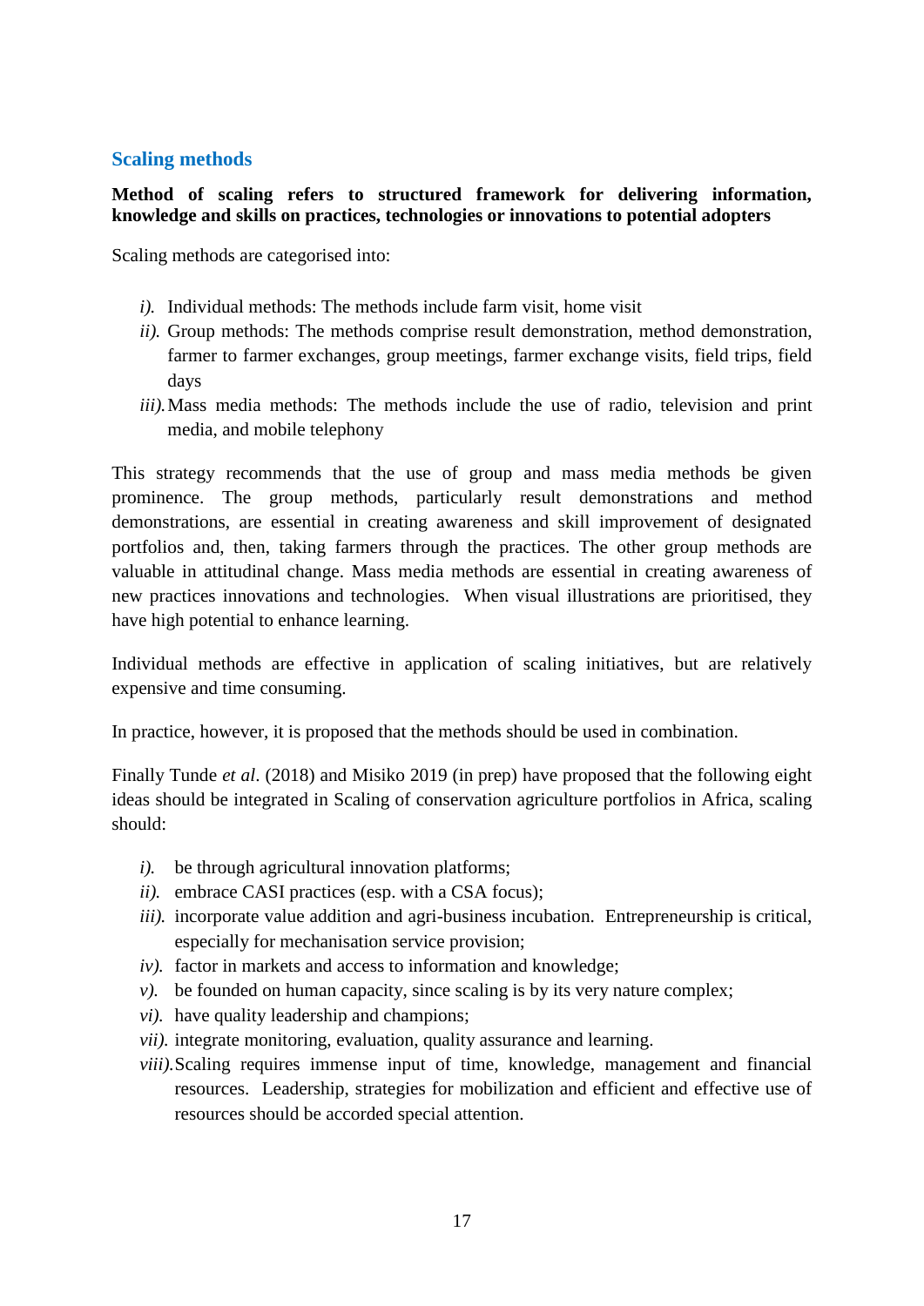## Scaling methods

**Method of scaling refers to structured framework for delivering information, knowledge and skills on practices, technologies or innovations to potential adopters**

Scaling methods are categorised into:

*i).* Individual methods: The methods include farm visit, home visit

*ii).* Group methods: The methods comprise result demonstration, method demonstration, farmer to farmer exchanges, group meetings, farmer exchange visits, field trips, field days

*iii).* Mass media methods: The methods include the use of radio, television and print media, and mobile telephony

This strategy recommends that the use of group and mass media methods be given prominence. The group methods, particularly result demonstrations and method demonstrations, are essential in creating awareness and skill improvement of designated portfolios and, then, taking farmers through the practices. The other group methods are valuable in attitudinal change. Mass media methods are essential in creating awareness of new practices innovations and technologies. When visual illustrations are prioritised, they have high potential to enhance learning.

Individual methods are effective in application of scaling initiatives, but are relatively expensive and time consuming.

In practice, however, it is proposed that the methods should be used in combination.

Finally Tunde *et al*. (2018) and Misiko 2019 (in prep) have proposed that the following eight ideas should be integrated in Scaling of conservation agriculture portfolios in Africa, scaling should:

*i).* be through agricultural innovation platforms;

*ii).* embrace CASI practices (esp. with a CSA focus);

*iii).* incorporate value addition and agri-business incubation. Entrepreneurship is critical, especially for mechanisation service provision;

*iv).* factor in markets and access to information and knowledge;

*v).* be founded on human capacity, since scaling is by its very nature complex;

*vi).* have quality leadership and champions;

*vii).* integrate monitoring, evaluation, quality assurance and learning.

*viii).* Scaling requires immense input of time, knowledge, management and financial resources. Leadership, strategies for mobilization and efficient and effective use of resources should be accorded special attention.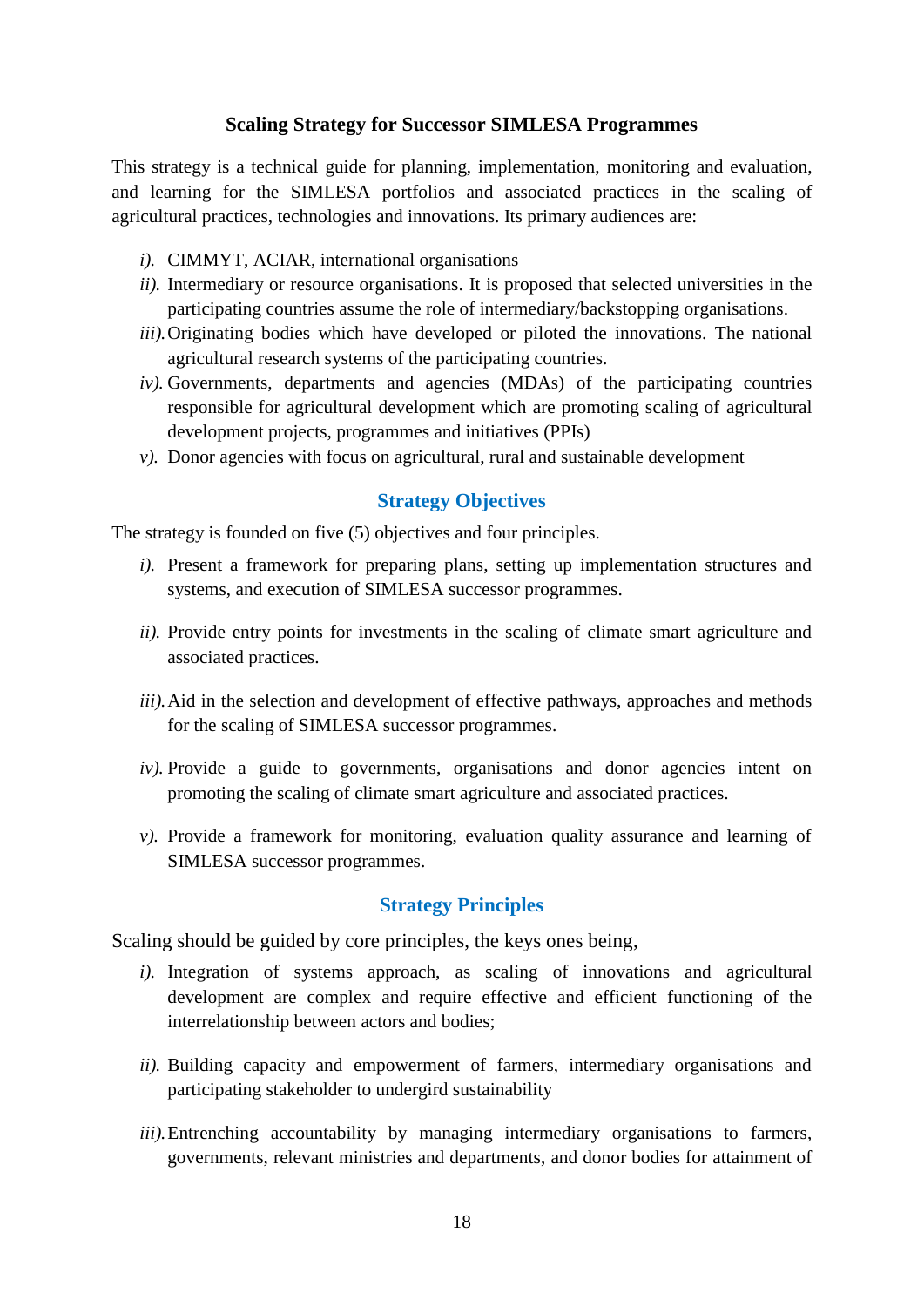## Scaling Strategy for Successor SIMLESA Programmes

This strategy is a technical guide for planning, implementation, monitoring and evaluation, and learning for the SIMLESA portfolios and associated practices in the scaling of agricultural practices, technologies and innovations. Its primary audiences are:

- *i).* CIMMYT, ACIAR, international organisations
- *ii).* Intermediary or resource organisations. It is proposed that selected universities in the participating countries assume the role of intermediary/backstopping organisations.
- *iii).* Originating bodies which have developed or piloted the innovations. The national agricultural research systems of the participating countries.
- *iv).* Governments, departments and agencies (MDAs) of the participating countries responsible for agricultural development which are promoting scaling of agricultural development projects, programmes and initiatives (PPIs)
- *v).* Donor agencies with focus on agricultural, rural and sustainable development

### Strategy Objectives

The strategy is founded on five (5) objectives and four principles.

- *i).* Present a framework for preparing plans, setting up implementation structures and systems, and execution of SIMLESA successor programmes.
- *ii).* Provide entry points for investments in the scaling of climate smart agriculture and associated practices.
- *iii).* Aid in the selection and development of effective pathways, approaches and methods for the scaling of SIMLESA successor programmes.
- *iv).* Provide a guide to governments, organisations and donor agencies intent on promoting the scaling of climate smart agriculture and associated practices.
- *v).* Provide a framework for monitoring, evaluation quality assurance and learning of SIMLESA successor programmes.

### Strategy Principles

Scaling should be guided by core principles, the keys ones being,

- *i).* Integration of systems approach, as scaling of innovations and agricultural development are complex and require effective and efficient functioning of the interrelationship between actors and bodies;
- *ii).* Building capacity and empowerment of farmers, intermediary organisations and participating stakeholder to undergird sustainability
- *iii).* Entrenching accountability by managing intermediary organisations to farmers, governments, relevant ministries and departments, and donor bodies for attainment of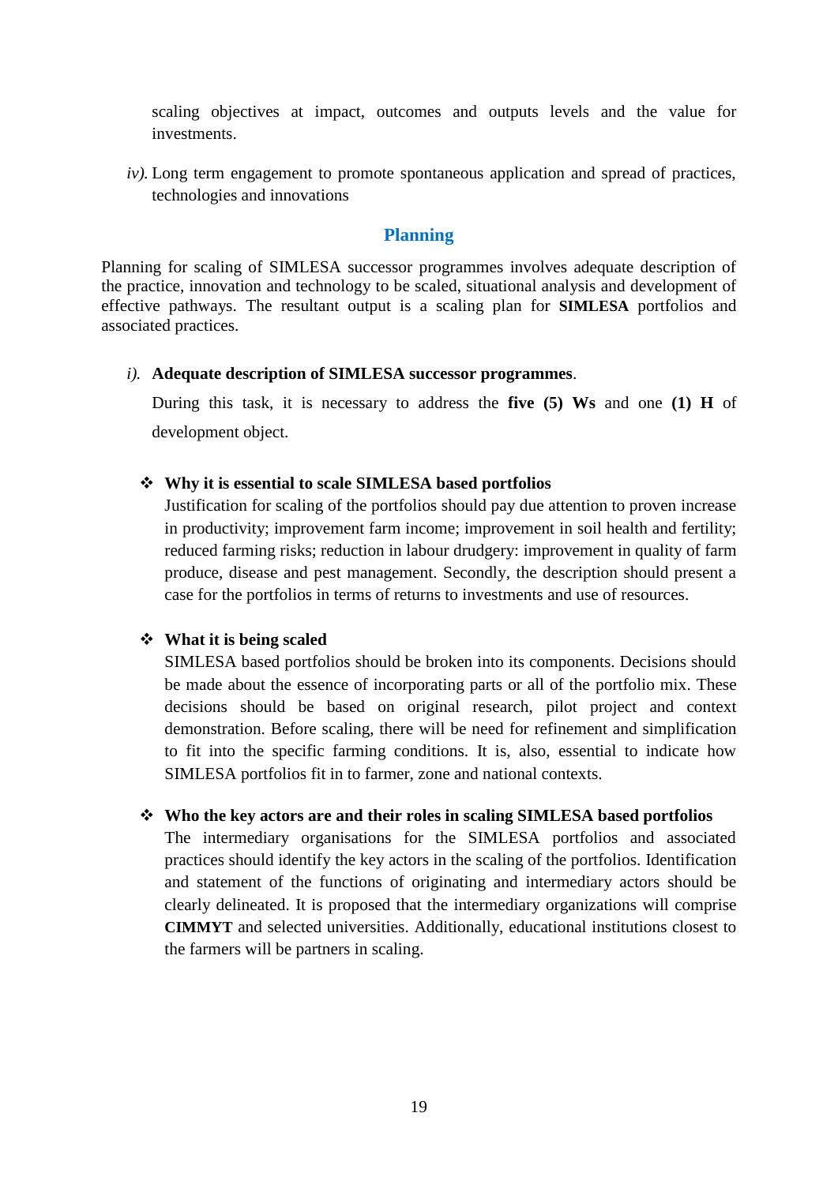scaling objectives at impact, outcomes and outputs levels and the value for investments.

*iv).* Long term engagement to promote spontaneous application and spread of practices, technologies and innovations

## Planning

Planning for scaling of SIMLESA successor programmes involves adequate description of the practice, innovation and technology to be scaled, situational analysis and development of effective pathways. The resultant output is a scaling plan for **SIMLESA** portfolios and associated practices.

*i).* **Adequate description of SIMLESA successor programmes**.

During this task, it is necessary to address the **five (5) Ws** and one **(1) H** of development object.

- **Why it is essential to scale SIMLESA based portfolios**
  Justification for scaling of the portfolios should pay due attention to proven increase in productivity; improvement farm income; improvement in soil health and fertility; reduced farming risks; reduction in labour drudgery: improvement in quality of farm produce, disease and pest management. Secondly, the description should present a case for the portfolios in terms of returns to investments and use of resources.

- **What it is being scaled**
  SIMLESA based portfolios should be broken into its components. Decisions should be made about the essence of incorporating parts or all of the portfolio mix. These decisions should be based on original research, pilot project and context demonstration. Before scaling, there will be need for refinement and simplification to fit into the specific farming conditions. It is, also, essential to indicate how SIMLESA portfolios fit in to farmer, zone and national contexts.

- **Who the key actors are and their roles in scaling SIMLESA based portfolios**
  The intermediary organisations for the SIMLESA portfolios and associated practices should identify the key actors in the scaling of the portfolios. Identification and statement of the functions of originating and intermediary actors should be clearly delineated. It is proposed that the intermediary organizations will comprise **CIMMYT** and selected universities. Additionally, educational institutions closest to the farmers will be partners in scaling.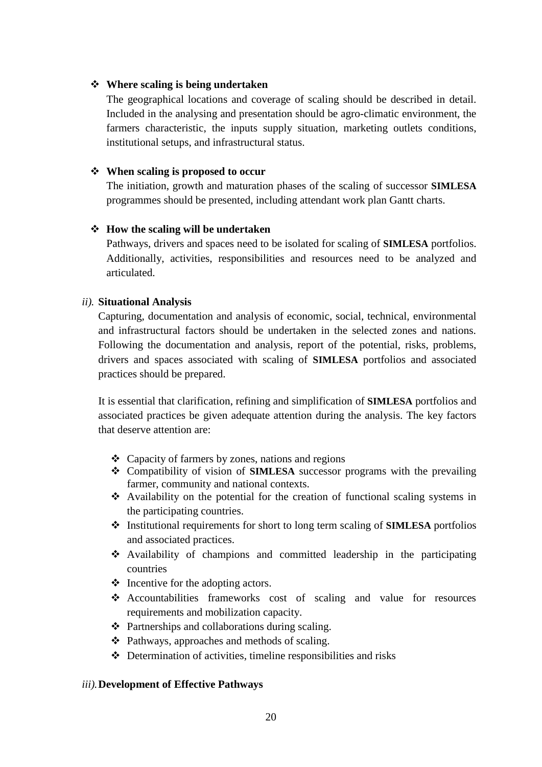- **Where scaling is being undertaken**

  The geographical locations and coverage of scaling should be described in detail. Included in the analysing and presentation should be agro-climatic environment, the farmers characteristic, the inputs supply situation, marketing outlets conditions, institutional setups, and infrastructural status.

- **When scaling is proposed to occur**

  The initiation, growth and maturation phases of the scaling of successor **SIMLESA** programmes should be presented, including attendant work plan Gantt charts.

- **How the scaling will be undertaken**

  Pathways, drivers and spaces need to be isolated for scaling of **SIMLESA** portfolios. Additionally, activities, responsibilities and resources need to be analyzed and articulated.

*ii).* **Situational Analysis**

Capturing, documentation and analysis of economic, social, technical, environmental and infrastructural factors should be undertaken in the selected zones and nations. Following the documentation and analysis, report of the potential, risks, problems, drivers and spaces associated with scaling of **SIMLESA** portfolios and associated practices should be prepared.

It is essential that clarification, refining and simplification of **SIMLESA** portfolios and associated practices be given adequate attention during the analysis. The key factors that deserve attention are:

- Capacity of farmers by zones, nations and regions
- Compatibility of vision of **SIMLESA** successor programs with the prevailing farmer, community and national contexts.
- Availability on the potential for the creation of functional scaling systems in the participating countries.
- Institutional requirements for short to long term scaling of **SIMLESA** portfolios and associated practices.
- Availability of champions and committed leadership in the participating countries
- Incentive for the adopting actors.
- Accountabilities frameworks cost of scaling and value for resources requirements and mobilization capacity.
- Partnerships and collaborations during scaling.
- Pathways, approaches and methods of scaling.
- Determination of activities, timeline responsibilities and risks

*iii).* **Development of Effective Pathways**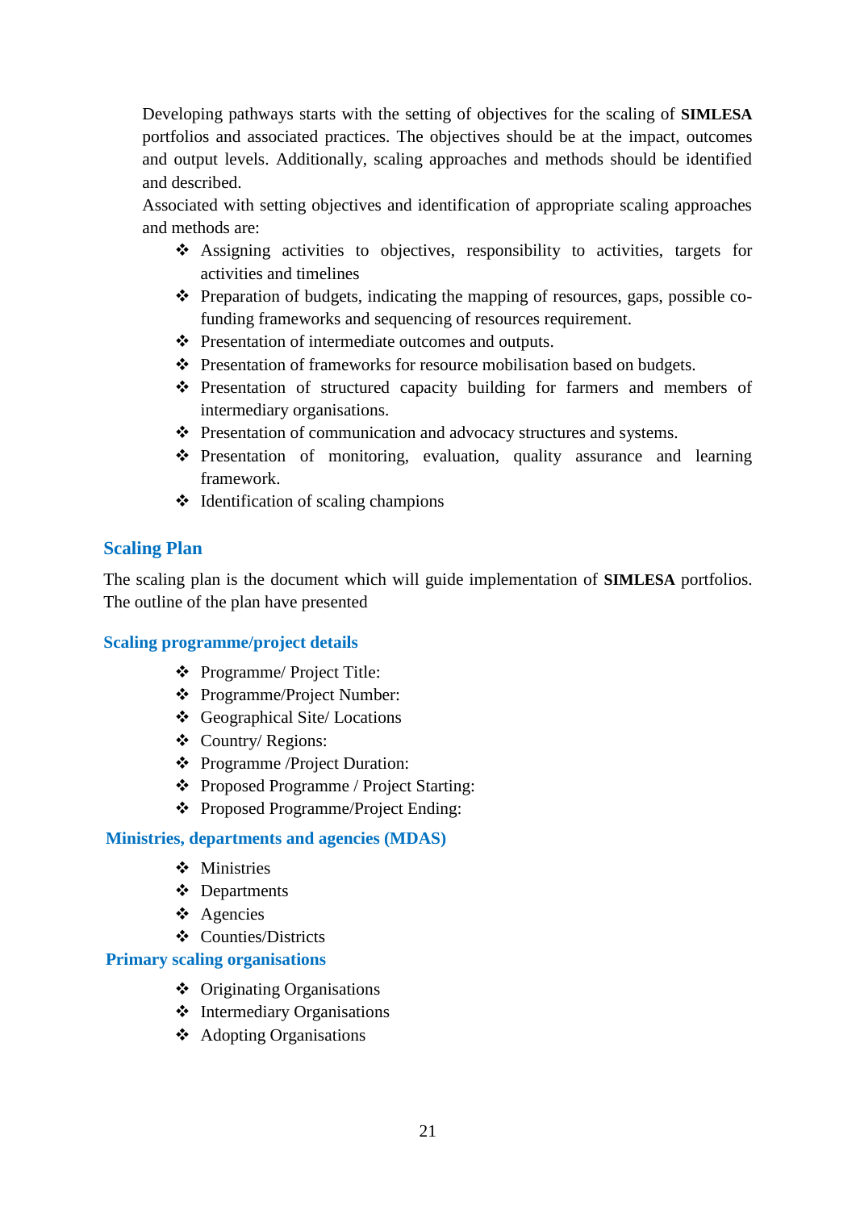Developing pathways starts with the setting of objectives for the scaling of **SIMLESA** portfolios and associated practices. The objectives should be at the impact, outcomes and output levels. Additionally, scaling approaches and methods should be identified and described.

Associated with setting objectives and identification of appropriate scaling approaches and methods are:

- Assigning activities to objectives, responsibility to activities, targets for activities and timelines
- Preparation of budgets, indicating the mapping of resources, gaps, possible co-funding frameworks and sequencing of resources requirement.
- Presentation of intermediate outcomes and outputs.
- Presentation of frameworks for resource mobilisation based on budgets.
- Presentation of structured capacity building for farmers and members of intermediary organisations.
- Presentation of communication and advocacy structures and systems.
- Presentation of monitoring, evaluation, quality assurance and learning framework.
- Identification of scaling champions

## Scaling Plan

The scaling plan is the document which will guide implementation of **SIMLESA** portfolios. The outline of the plan have presented

### Scaling programme/project details

- Programme/ Project Title:
- Programme/Project Number:
- Geographical Site/ Locations
- Country/ Regions:
- Programme /Project Duration:
- Proposed Programme / Project Starting:
- Proposed Programme/Project Ending:

### Ministries, departments and agencies (MDAS)

- Ministries
- Departments
- Agencies
- Counties/Districts

### Primary scaling organisations

- Originating Organisations
- Intermediary Organisations
- Adopting Organisations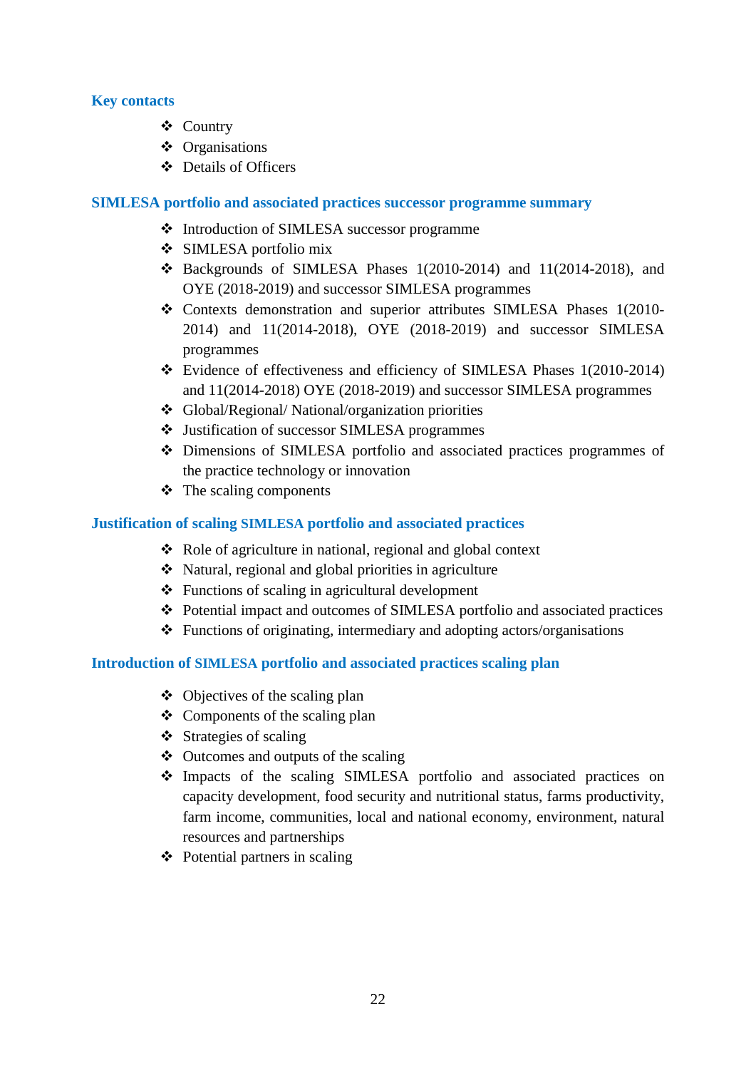### Key contacts

- Country
- Organisations
- Details of Officers

### SIMLESA portfolio and associated practices successor programme summary

- Introduction of SIMLESA successor programme
- SIMLESA portfolio mix
- Backgrounds of SIMLESA Phases 1(2010-2014) and 11(2014-2018), and OYE (2018-2019) and successor SIMLESA programmes
- Contexts demonstration and superior attributes SIMLESA Phases 1(2010-2014) and 11(2014-2018), OYE (2018-2019) and successor SIMLESA programmes
- Evidence of effectiveness and efficiency of SIMLESA Phases 1(2010-2014) and 11(2014-2018) OYE (2018-2019) and successor SIMLESA programmes
- Global/Regional/ National/organization priorities
- Justification of successor SIMLESA programmes
- Dimensions of SIMLESA portfolio and associated practices programmes of the practice technology or innovation
- The scaling components

### Justification of scaling SIMLESA portfolio and associated practices

- Role of agriculture in national, regional and global context
- Natural, regional and global priorities in agriculture
- Functions of scaling in agricultural development
- Potential impact and outcomes of SIMLESA portfolio and associated practices
- Functions of originating, intermediary and adopting actors/organisations

### Introduction of SIMLESA portfolio and associated practices scaling plan

- Objectives of the scaling plan
- Components of the scaling plan
- Strategies of scaling
- Outcomes and outputs of the scaling
- Impacts of the scaling SIMLESA portfolio and associated practices on capacity development, food security and nutritional status, farms productivity, farm income, communities, local and national economy, environment, natural resources and partnerships
- Potential partners in scaling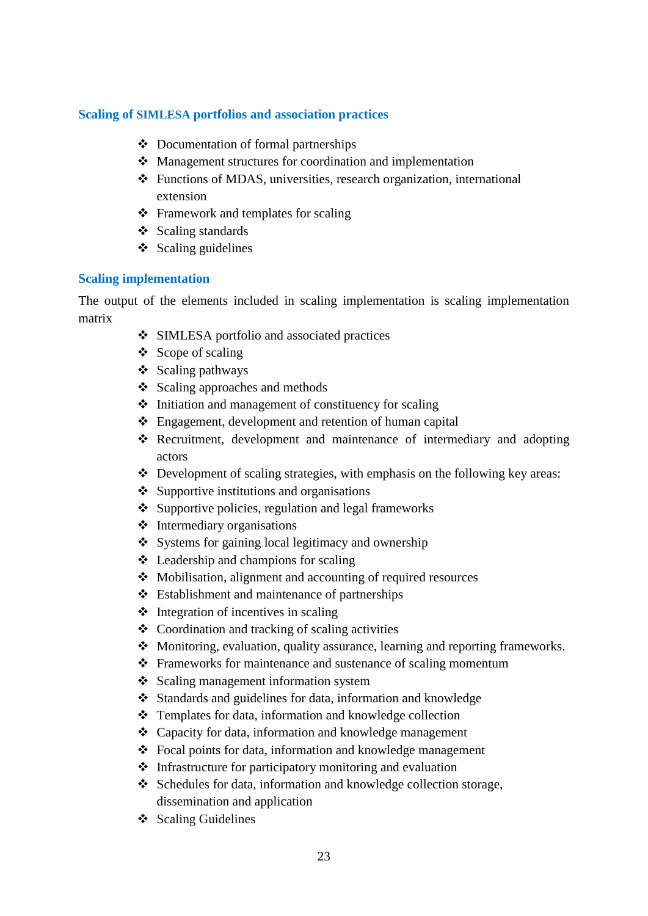### Scaling of SIMLESA portfolios and association practices

- Documentation of formal partnerships
- Management structures for coordination and implementation
- Functions of MDAS, universities, research organization, international extension
- Framework and templates for scaling
- Scaling standards
- Scaling guidelines

### Scaling implementation

The output of the elements included in scaling implementation is scaling implementation matrix

- SIMLESA portfolio and associated practices
- Scope of scaling
- Scaling pathways
- Scaling approaches and methods
- Initiation and management of constituency for scaling
- Engagement, development and retention of human capital
- Recruitment, development and maintenance of intermediary and adopting actors
- Development of scaling strategies, with emphasis on the following key areas:
- Supportive institutions and organisations
- Supportive policies, regulation and legal frameworks
- Intermediary organisations
- Systems for gaining local legitimacy and ownership
- Leadership and champions for scaling
- Mobilisation, alignment and accounting of required resources
- Establishment and maintenance of partnerships
- Integration of incentives in scaling
- Coordination and tracking of scaling activities
- Monitoring, evaluation, quality assurance, learning and reporting frameworks.
- Frameworks for maintenance and sustenance of scaling momentum
- Scaling management information system
- Standards and guidelines for data, information and knowledge
- Templates for data, information and knowledge collection
- Capacity for data, information and knowledge management
- Focal points for data, information and knowledge management
- Infrastructure for participatory monitoring and evaluation
- Schedules for data, information and knowledge collection storage, dissemination and application
- Scaling Guidelines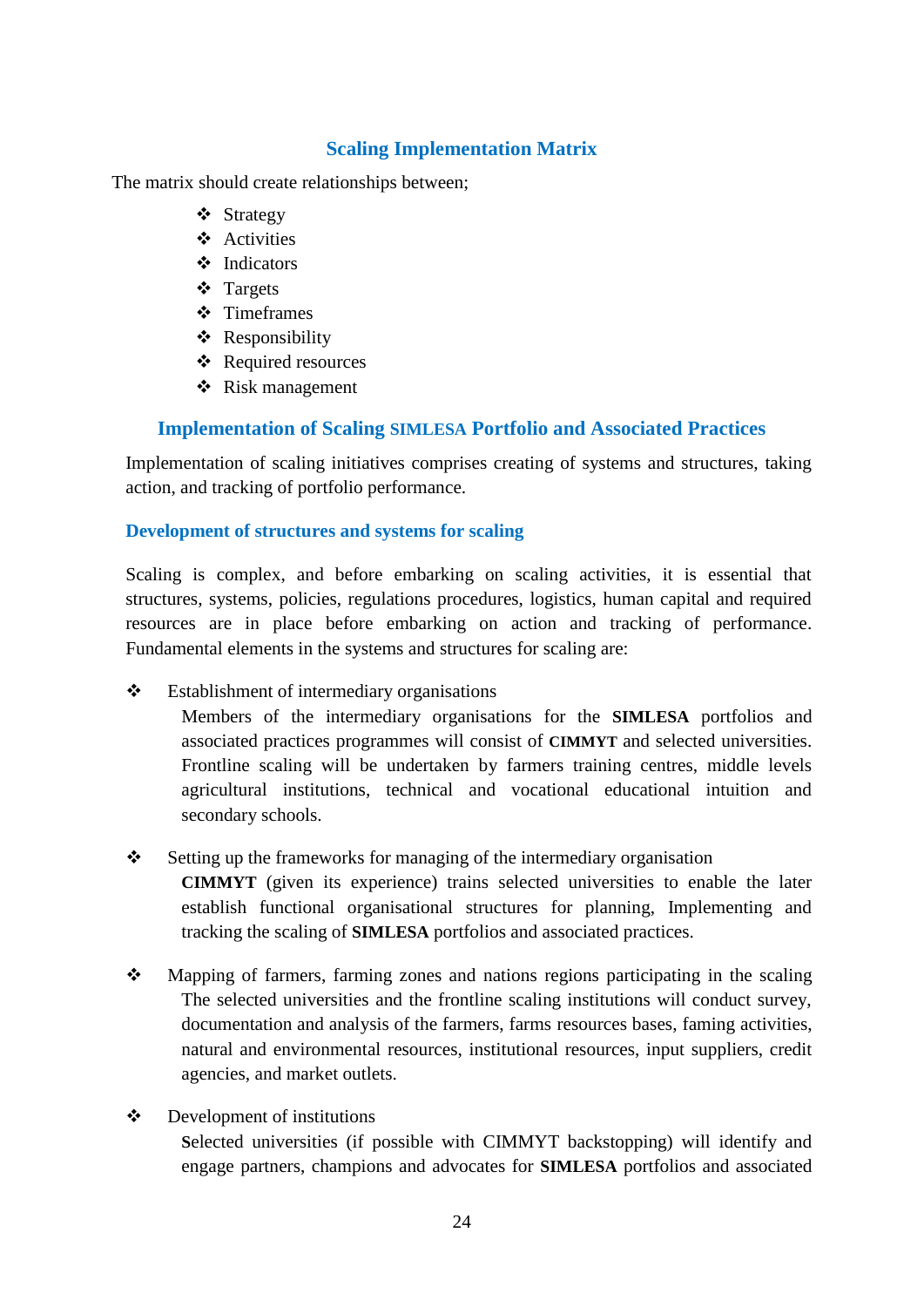## Scaling Implementation Matrix

The matrix should create relationships between;

- Strategy
- Activities
- Indicators
- Targets
- Timeframes
- Responsibility
- Required resources
- Risk management

## Implementation of Scaling SIMLESA Portfolio and Associated Practices

Implementation of scaling initiatives comprises creating of systems and structures, taking action, and tracking of portfolio performance.

### Development of structures and systems for scaling

Scaling is complex, and before embarking on scaling activities, it is essential that structures, systems, policies, regulations procedures, logistics, human capital and required resources are in place before embarking on action and tracking of performance. Fundamental elements in the systems and structures for scaling are:

- Establishment of intermediary organisations

  Members of the intermediary organisations for the **SIMLESA** portfolios and associated practices programmes will consist of **CIMMYT** and selected universities. Frontline scaling will be undertaken by farmers training centres, middle levels agricultural institutions, technical and vocational educational intuition and secondary schools.

- Setting up the frameworks for managing of the intermediary organisation

  **CIMMYT** (given its experience) trains selected universities to enable the later establish functional organisational structures for planning, Implementing and tracking the scaling of **SIMLESA** portfolios and associated practices.

- Mapping of farmers, farming zones and nations regions participating in the scaling

  The selected universities and the frontline scaling institutions will conduct survey, documentation and analysis of the farmers, farms resources bases, faming activities, natural and environmental resources, institutional resources, input suppliers, credit agencies, and market outlets.

- Development of institutions

  **S**elected universities (if possible with CIMMYT backstopping) will identify and engage partners, champions and advocates for **SIMLESA** portfolios and associated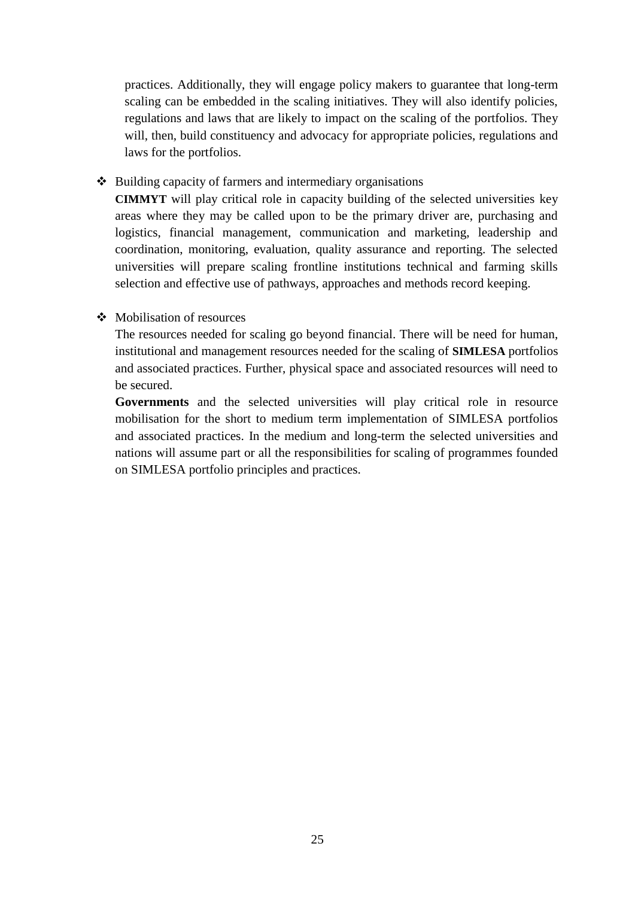practices. Additionally, they will engage policy makers to guarantee that long-term scaling can be embedded in the scaling initiatives. They will also identify policies, regulations and laws that are likely to impact on the scaling of the portfolios. They will, then, build constituency and advocacy for appropriate policies, regulations and laws for the portfolios.

- Building capacity of farmers and intermediary organisations

  **CIMMYT** will play critical role in capacity building of the selected universities key areas where they may be called upon to be the primary driver are, purchasing and logistics, financial management, communication and marketing, leadership and coordination, monitoring, evaluation, quality assurance and reporting. The selected universities will prepare scaling frontline institutions technical and farming skills selection and effective use of pathways, approaches and methods record keeping.

- Mobilisation of resources

  The resources needed for scaling go beyond financial. There will be need for human, institutional and management resources needed for the scaling of **SIMLESA** portfolios and associated practices. Further, physical space and associated resources will need to be secured.

  **Governments** and the selected universities will play critical role in resource mobilisation for the short to medium term implementation of SIMLESA portfolios and associated practices. In the medium and long-term the selected universities and nations will assume part or all the responsibilities for scaling of programmes founded on SIMLESA portfolio principles and practices.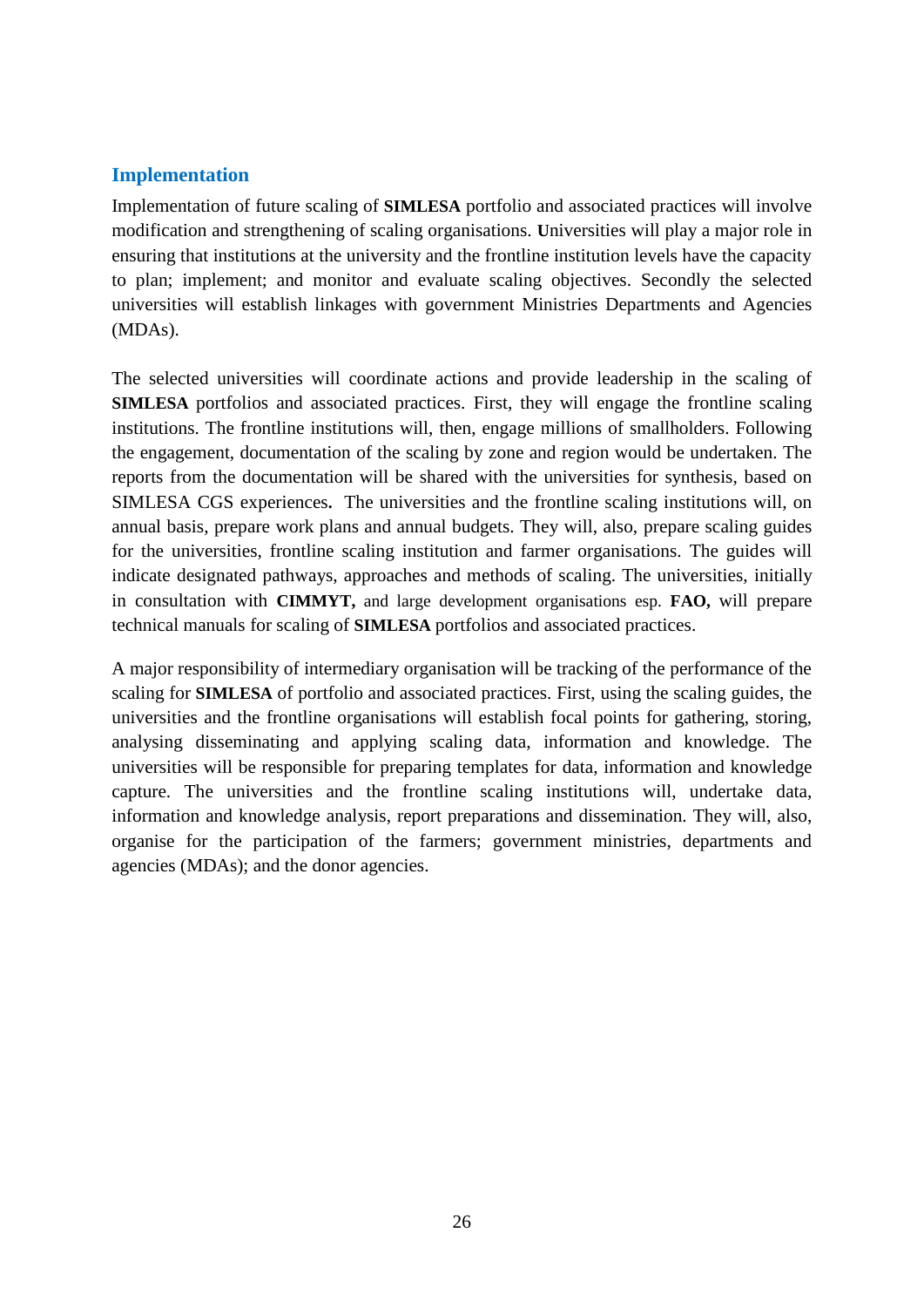## Implementation

Implementation of future scaling of **SIMLESA** portfolio and associated practices will involve modification and strengthening of scaling organisations. **U**niversities will play a major role in ensuring that institutions at the university and the frontline institution levels have the capacity to plan; implement; and monitor and evaluate scaling objectives. Secondly the selected universities will establish linkages with government Ministries Departments and Agencies (MDAs).

The selected universities will coordinate actions and provide leadership in the scaling of **SIMLESA** portfolios and associated practices. First, they will engage the frontline scaling institutions. The frontline institutions will, then, engage millions of smallholders. Following the engagement, documentation of the scaling by zone and region would be undertaken. The reports from the documentation will be shared with the universities for synthesis, based on SIMLESA CGS experiences**.** The universities and the frontline scaling institutions will, on annual basis, prepare work plans and annual budgets. They will, also, prepare scaling guides for the universities, frontline scaling institution and farmer organisations. The guides will indicate designated pathways, approaches and methods of scaling. The universities, initially in consultation with **CIMMYT,** and large development organisations esp. **FAO,** will prepare technical manuals for scaling of **SIMLESA** portfolios and associated practices.

A major responsibility of intermediary organisation will be tracking of the performance of the scaling for **SIMLESA** of portfolio and associated practices. First, using the scaling guides, the universities and the frontline organisations will establish focal points for gathering, storing, analysing disseminating and applying scaling data, information and knowledge. The universities will be responsible for preparing templates for data, information and knowledge capture. The universities and the frontline scaling institutions will, undertake data, information and knowledge analysis, report preparations and dissemination. They will, also, organise for the participation of the farmers; government ministries, departments and agencies (MDAs); and the donor agencies.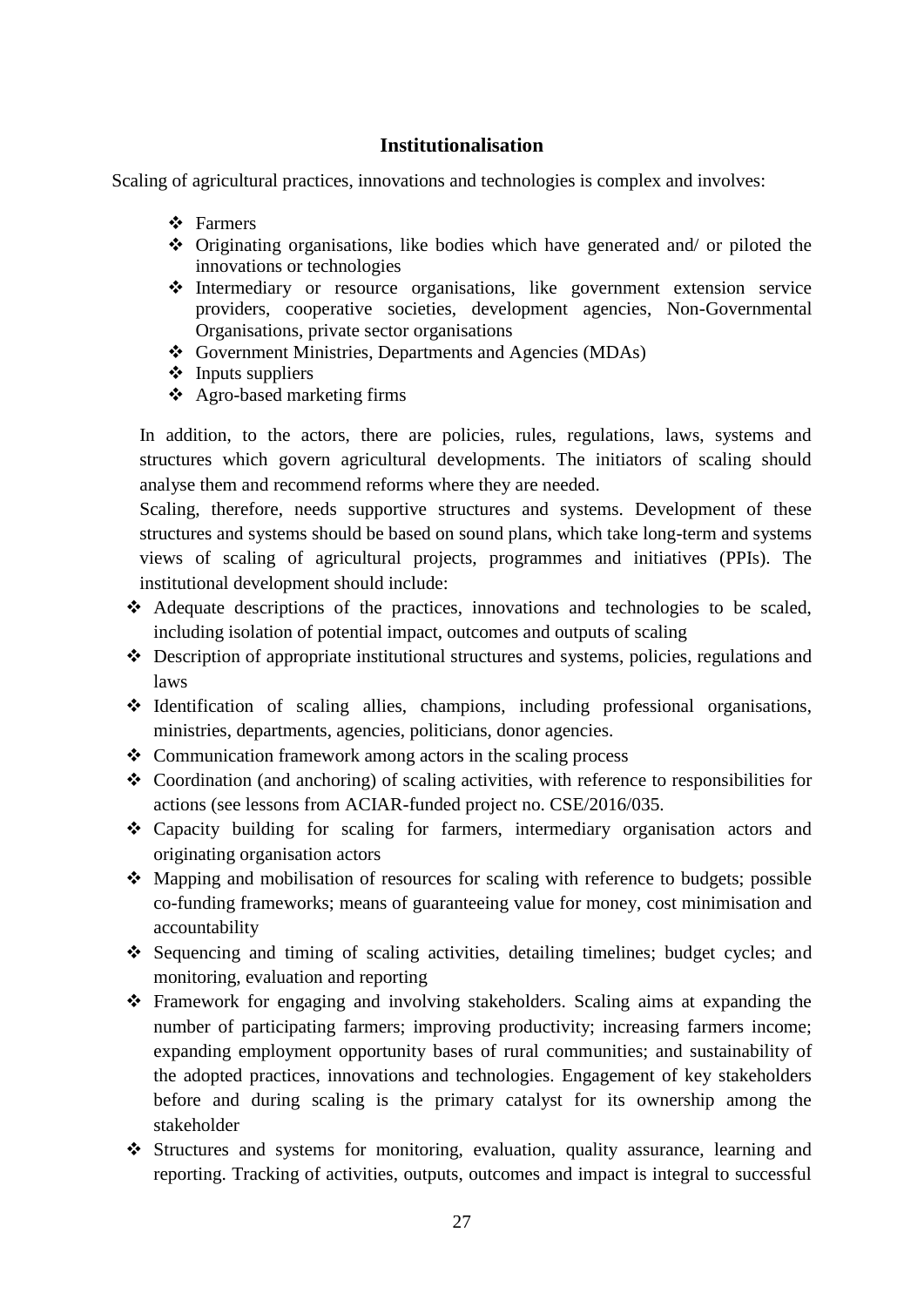## Institutionalisation

Scaling of agricultural practices, innovations and technologies is complex and involves:

- Farmers
- Originating organisations, like bodies which have generated and/ or piloted the innovations or technologies
- Intermediary or resource organisations, like government extension service providers, cooperative societies, development agencies, Non-Governmental Organisations, private sector organisations
- Government Ministries, Departments and Agencies (MDAs)
- Inputs suppliers
- Agro-based marketing firms

In addition, to the actors, there are policies, rules, regulations, laws, systems and structures which govern agricultural developments. The initiators of scaling should analyse them and recommend reforms where they are needed.

Scaling, therefore, needs supportive structures and systems. Development of these structures and systems should be based on sound plans, which take long-term and systems views of scaling of agricultural projects, programmes and initiatives (PPIs). The institutional development should include:

- Adequate descriptions of the practices, innovations and technologies to be scaled, including isolation of potential impact, outcomes and outputs of scaling
- Description of appropriate institutional structures and systems, policies, regulations and laws
- Identification of scaling allies, champions, including professional organisations, ministries, departments, agencies, politicians, donor agencies.
- Communication framework among actors in the scaling process
- Coordination (and anchoring) of scaling activities, with reference to responsibilities for actions (see lessons from ACIAR-funded project no. CSE/2016/035.
- Capacity building for scaling for farmers, intermediary organisation actors and originating organisation actors
- Mapping and mobilisation of resources for scaling with reference to budgets; possible co-funding frameworks; means of guaranteeing value for money, cost minimisation and accountability
- Sequencing and timing of scaling activities, detailing timelines; budget cycles; and monitoring, evaluation and reporting
- Framework for engaging and involving stakeholders. Scaling aims at expanding the number of participating farmers; improving productivity; increasing farmers income; expanding employment opportunity bases of rural communities; and sustainability of the adopted practices, innovations and technologies. Engagement of key stakeholders before and during scaling is the primary catalyst for its ownership among the stakeholder
- Structures and systems for monitoring, evaluation, quality assurance, learning and reporting. Tracking of activities, outputs, outcomes and impact is integral to successful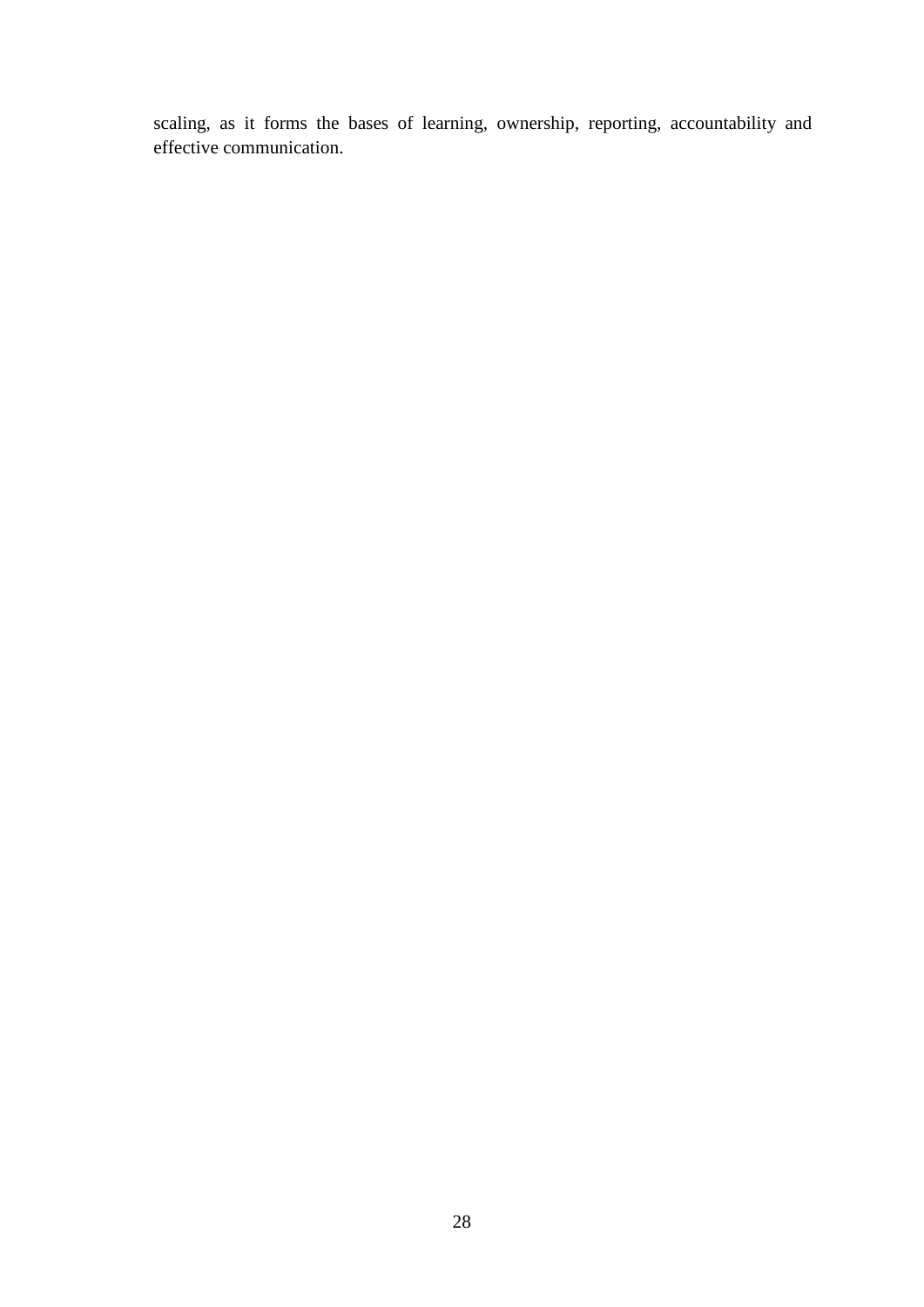scaling, as it forms the bases of learning, ownership, reporting, accountability and effective communication.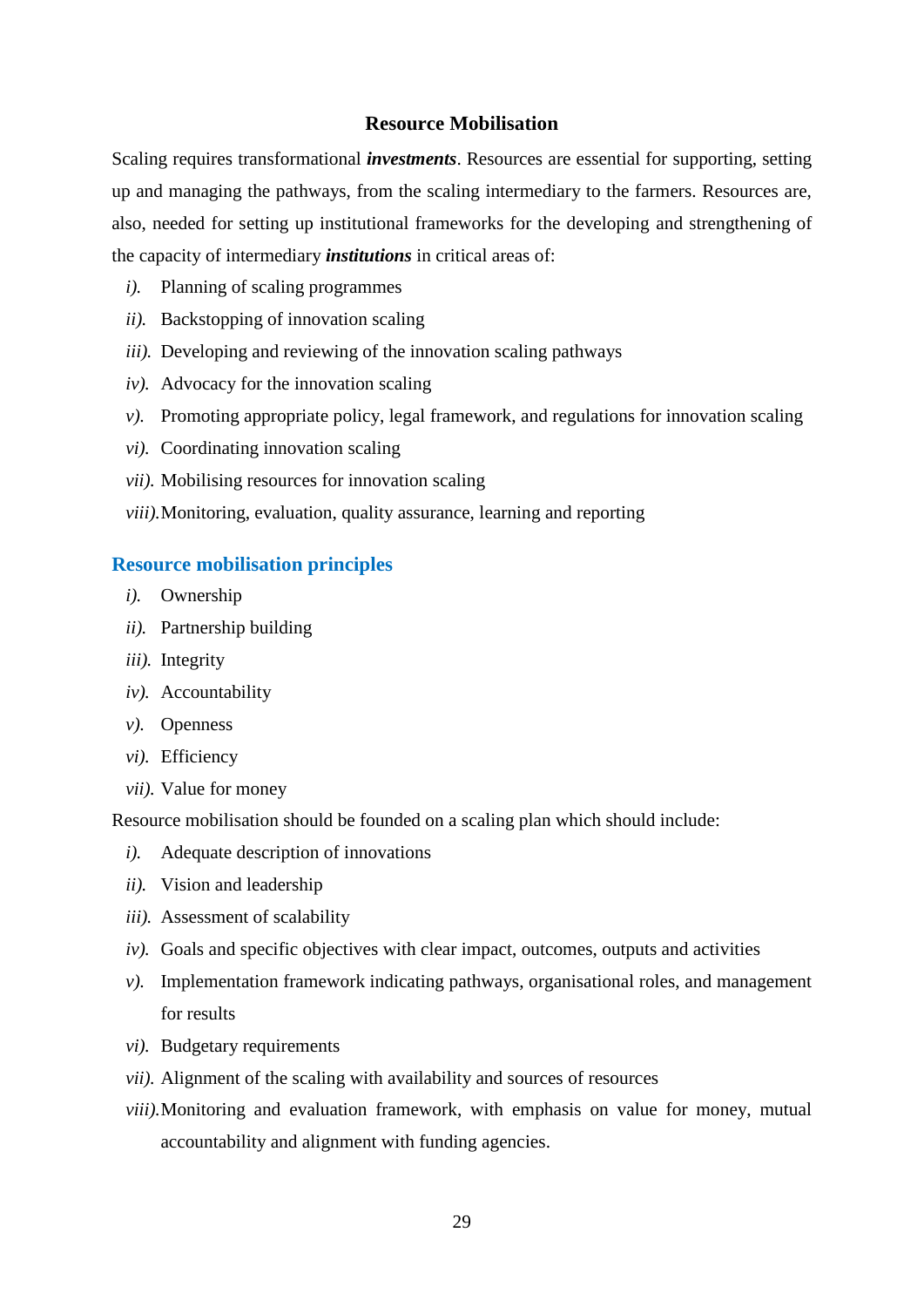## Resource Mobilisation

Scaling requires transformational ***investments***. Resources are essential for supporting, setting up and managing the pathways, from the scaling intermediary to the farmers. Resources are, also, needed for setting up institutional frameworks for the developing and strengthening of the capacity of intermediary ***institutions*** in critical areas of:

*i).* Planning of scaling programmes

*ii).* Backstopping of innovation scaling

*iii).* Developing and reviewing of the innovation scaling pathways

*iv).* Advocacy for the innovation scaling

*v).* Promoting appropriate policy, legal framework, and regulations for innovation scaling

*vi).* Coordinating innovation scaling

*vii).* Mobilising resources for innovation scaling

*viii).* Monitoring, evaluation, quality assurance, learning and reporting

### Resource mobilisation principles

*i).* Ownership

*ii).* Partnership building

*iii).* Integrity

*iv).* Accountability

*v).* Openness

*vi).* Efficiency

*vii).* Value for money

Resource mobilisation should be founded on a scaling plan which should include:

*i).* Adequate description of innovations

*ii).* Vision and leadership

*iii).* Assessment of scalability

*iv).* Goals and specific objectives with clear impact, outcomes, outputs and activities

*v).* Implementation framework indicating pathways, organisational roles, and management for results

*vi).* Budgetary requirements

*vii).* Alignment of the scaling with availability and sources of resources

*viii).* Monitoring and evaluation framework, with emphasis on value for money, mutual accountability and alignment with funding agencies.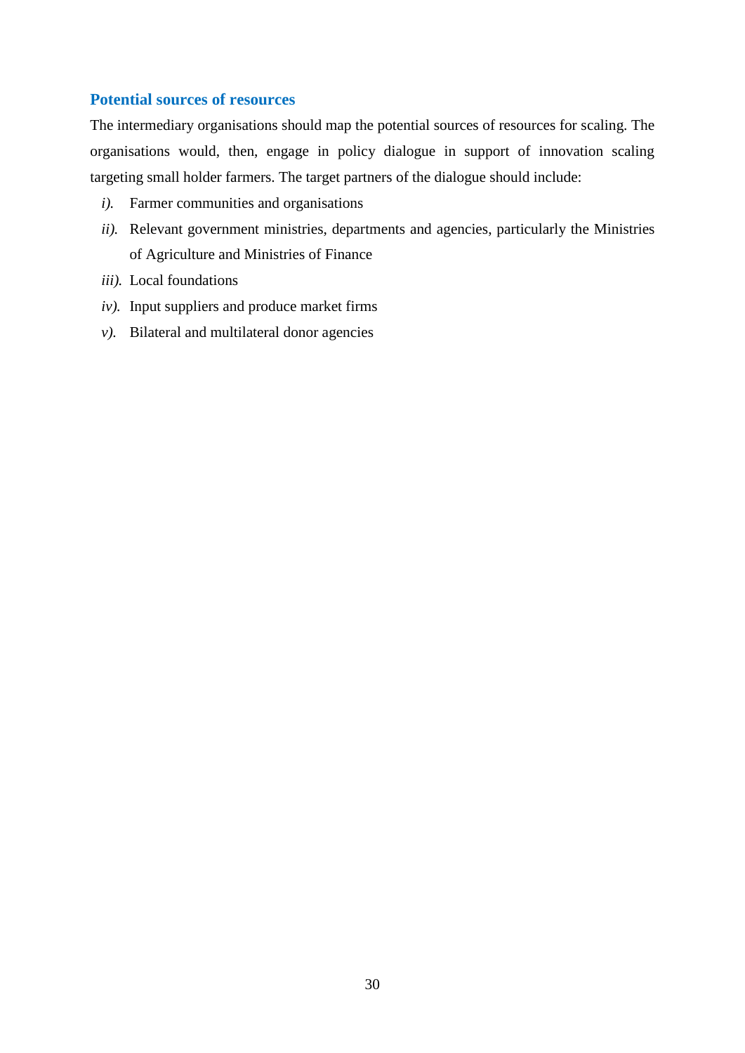### Potential sources of resources

The intermediary organisations should map the potential sources of resources for scaling. The organisations would, then, engage in policy dialogue in support of innovation scaling targeting small holder farmers. The target partners of the dialogue should include:

*i).* Farmer communities and organisations

*ii).* Relevant government ministries, departments and agencies, particularly the Ministries of Agriculture and Ministries of Finance

*iii).* Local foundations

*iv).* Input suppliers and produce market firms

*v).* Bilateral and multilateral donor agencies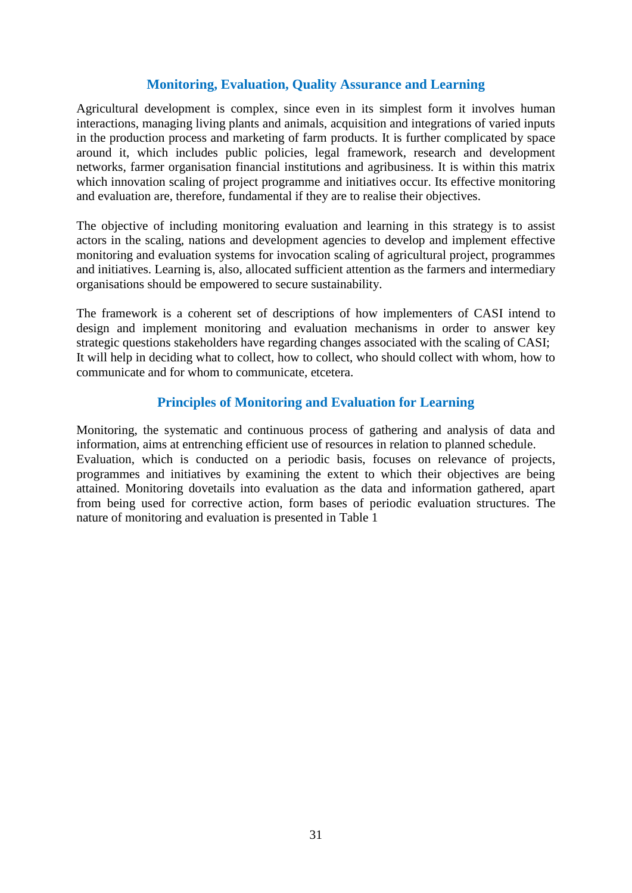## Monitoring, Evaluation, Quality Assurance and Learning

Agricultural development is complex, since even in its simplest form it involves human interactions, managing living plants and animals, acquisition and integrations of varied inputs in the production process and marketing of farm products. It is further complicated by space around it, which includes public policies, legal framework, research and development networks, farmer organisation financial institutions and agribusiness. It is within this matrix which innovation scaling of project programme and initiatives occur. Its effective monitoring and evaluation are, therefore, fundamental if they are to realise their objectives.

The objective of including monitoring evaluation and learning in this strategy is to assist actors in the scaling, nations and development agencies to develop and implement effective monitoring and evaluation systems for invocation scaling of agricultural project, programmes and initiatives. Learning is, also, allocated sufficient attention as the farmers and intermediary organisations should be empowered to secure sustainability.

The framework is a coherent set of descriptions of how implementers of CASI intend to design and implement monitoring and evaluation mechanisms in order to answer key strategic questions stakeholders have regarding changes associated with the scaling of CASI; It will help in deciding what to collect, how to collect, who should collect with whom, how to communicate and for whom to communicate, etcetera.

## Principles of Monitoring and Evaluation for Learning

Monitoring, the systematic and continuous process of gathering and analysis of data and information, aims at entrenching efficient use of resources in relation to planned schedule. Evaluation, which is conducted on a periodic basis, focuses on relevance of projects, programmes and initiatives by examining the extent to which their objectives are being attained. Monitoring dovetails into evaluation as the data and information gathered, apart from being used for corrective action, form bases of periodic evaluation structures. The nature of monitoring and evaluation is presented in Table 1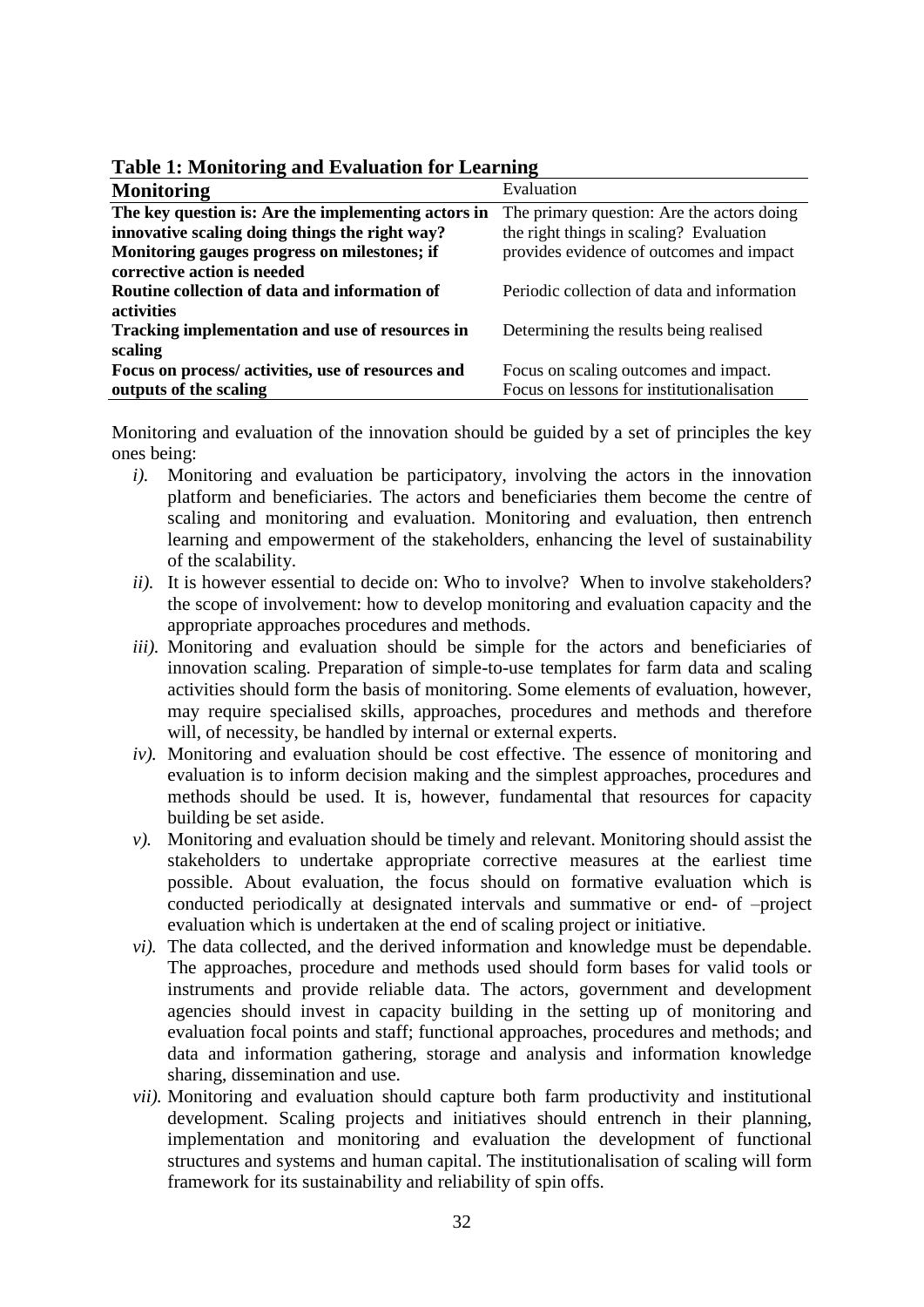**Table 1: Monitoring and Evaluation for Learning**

| **Monitoring** | Evaluation |
|---|---|
| **The key question is: Are the implementing actors in innovative scaling doing things the right way? Monitoring gauges progress on milestones; if corrective action is needed** | The primary question: Are the actors doing the right things in scaling? Evaluation provides evidence of outcomes and impact |
| **Routine collection of data and information of activities** | Periodic collection of data and information |
| **Tracking implementation and use of resources in scaling** | Determining the results being realised |
| **Focus on process/ activities, use of resources and outputs of the scaling** | Focus on scaling outcomes and impact. Focus on lessons for institutionalisation |

Monitoring and evaluation of the innovation should be guided by a set of principles the key ones being:

*i).* Monitoring and evaluation be participatory, involving the actors in the innovation platform and beneficiaries. The actors and beneficiaries them become the centre of scaling and monitoring and evaluation. Monitoring and evaluation, then entrench learning and empowerment of the stakeholders, enhancing the level of sustainability of the scalability.

*ii).* It is however essential to decide on: Who to involve? When to involve stakeholders? the scope of involvement: how to develop monitoring and evaluation capacity and the appropriate approaches procedures and methods.

*iii).* Monitoring and evaluation should be simple for the actors and beneficiaries of innovation scaling. Preparation of simple-to-use templates for farm data and scaling activities should form the basis of monitoring. Some elements of evaluation, however, may require specialised skills, approaches, procedures and methods and therefore will, of necessity, be handled by internal or external experts.

*iv).* Monitoring and evaluation should be cost effective. The essence of monitoring and evaluation is to inform decision making and the simplest approaches, procedures and methods should be used. It is, however, fundamental that resources for capacity building be set aside.

*v).* Monitoring and evaluation should be timely and relevant. Monitoring should assist the stakeholders to undertake appropriate corrective measures at the earliest time possible. About evaluation, the focus should on formative evaluation which is conducted periodically at designated intervals and summative or end- of –project evaluation which is undertaken at the end of scaling project or initiative.

*vi).* The data collected, and the derived information and knowledge must be dependable. The approaches, procedure and methods used should form bases for valid tools or instruments and provide reliable data. The actors, government and development agencies should invest in capacity building in the setting up of monitoring and evaluation focal points and staff; functional approaches, procedures and methods; and data and information gathering, storage and analysis and information knowledge sharing, dissemination and use.

*vii).* Monitoring and evaluation should capture both farm productivity and institutional development. Scaling projects and initiatives should entrench in their planning, implementation and monitoring and evaluation the development of functional structures and systems and human capital. The institutionalisation of scaling will form framework for its sustainability and reliability of spin offs.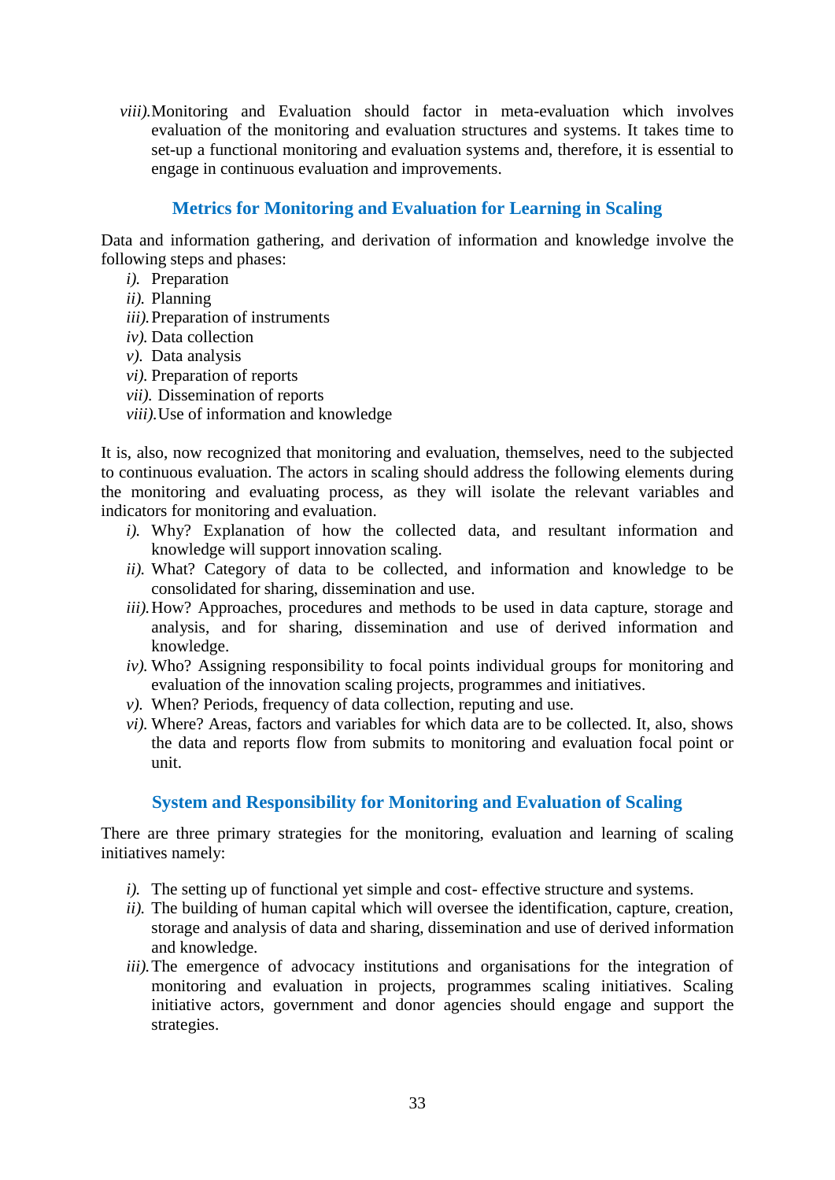*viii).* Monitoring and Evaluation should factor in meta-evaluation which involves evaluation of the monitoring and evaluation structures and systems. It takes time to set-up a functional monitoring and evaluation systems and, therefore, it is essential to engage in continuous evaluation and improvements.

## Metrics for Monitoring and Evaluation for Learning in Scaling

Data and information gathering, and derivation of information and knowledge involve the following steps and phases:

*i).* Preparation
*ii).* Planning
*iii).* Preparation of instruments
*iv).* Data collection
*v).* Data analysis
*vi).* Preparation of reports
*vii).* Dissemination of reports
*viii).* Use of information and knowledge

It is, also, now recognized that monitoring and evaluation, themselves, need to the subjected to continuous evaluation. The actors in scaling should address the following elements during the monitoring and evaluating process, as they will isolate the relevant variables and indicators for monitoring and evaluation.

*i).* Why? Explanation of how the collected data, and resultant information and knowledge will support innovation scaling.
*ii).* What? Category of data to be collected, and information and knowledge to be consolidated for sharing, dissemination and use.
*iii).* How? Approaches, procedures and methods to be used in data capture, storage and analysis, and for sharing, dissemination and use of derived information and knowledge.
*iv).* Who? Assigning responsibility to focal points individual groups for monitoring and evaluation of the innovation scaling projects, programmes and initiatives.
*v).* When? Periods, frequency of data collection, reputing and use.
*vi).* Where? Areas, factors and variables for which data are to be collected. It, also, shows the data and reports flow from submits to monitoring and evaluation focal point or unit.

## System and Responsibility for Monitoring and Evaluation of Scaling

There are three primary strategies for the monitoring, evaluation and learning of scaling initiatives namely:

*i).* The setting up of functional yet simple and cost- effective structure and systems.
*ii).* The building of human capital which will oversee the identification, capture, creation, storage and analysis of data and sharing, dissemination and use of derived information and knowledge.
*iii).* The emergence of advocacy institutions and organisations for the integration of monitoring and evaluation in projects, programmes scaling initiatives. Scaling initiative actors, government and donor agencies should engage and support the strategies.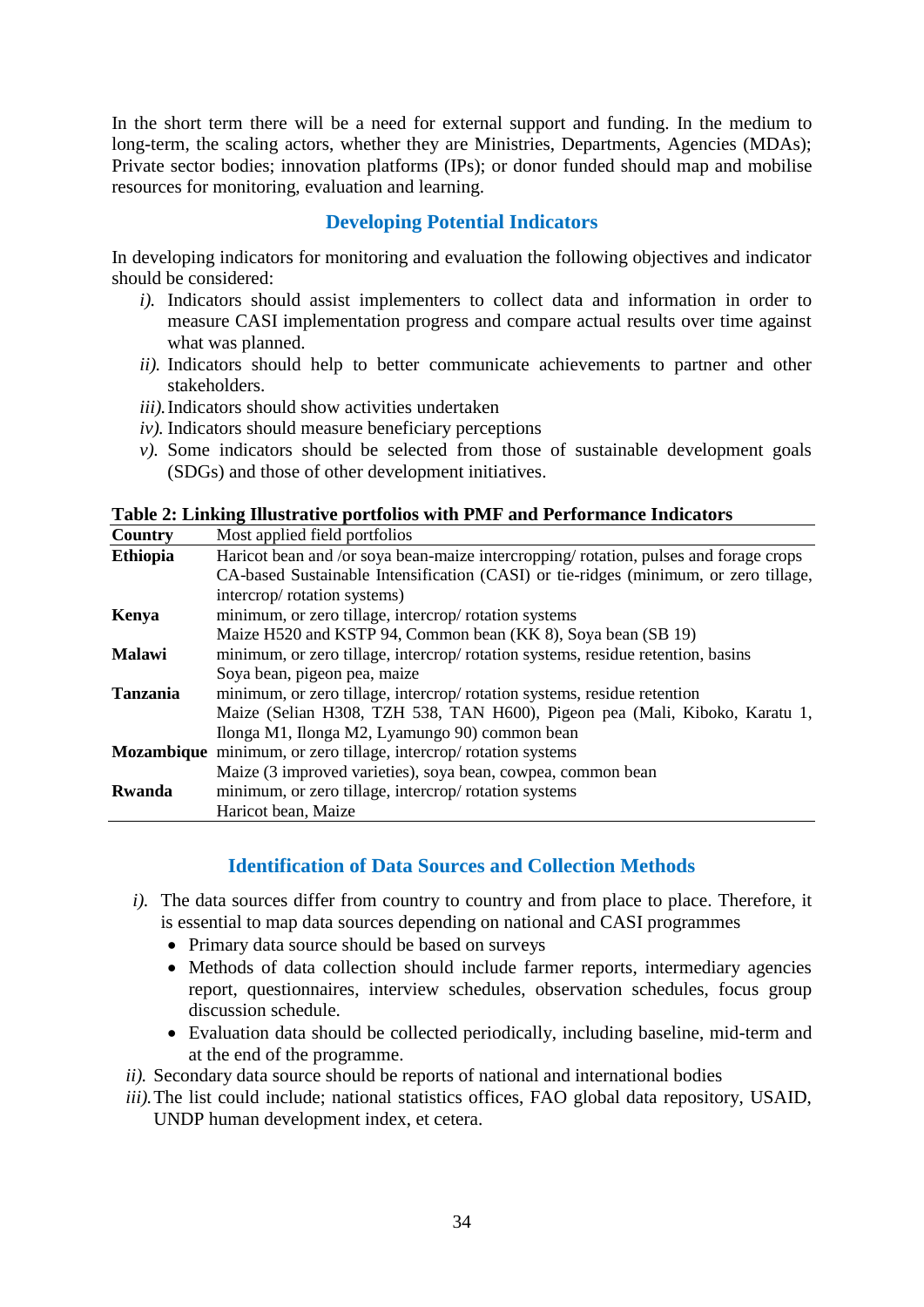In the short term there will be a need for external support and funding. In the medium to long-term, the scaling actors, whether they are Ministries, Departments, Agencies (MDAs); Private sector bodies; innovation platforms (IPs); or donor funded should map and mobilise resources for monitoring, evaluation and learning.

## Developing Potential Indicators

In developing indicators for monitoring and evaluation the following objectives and indicator should be considered:

*i).* Indicators should assist implementers to collect data and information in order to measure CASI implementation progress and compare actual results over time against what was planned.

*ii).* Indicators should help to better communicate achievements to partner and other stakeholders.

*iii).* Indicators should show activities undertaken

*iv).* Indicators should measure beneficiary perceptions

*v).* Some indicators should be selected from those of sustainable development goals (SDGs) and those of other development initiatives.

**Table 2: Linking Illustrative portfolios with PMF and Performance Indicators**

| Country | Most applied field portfolios |
|---|---|
| **Ethiopia** | Haricot bean and /or soya bean-maize intercropping/ rotation, pulses and forage crops<br>CA-based Sustainable Intensification (CASI) or tie-ridges (minimum, or zero tillage, intercrop/ rotation systems) |
| **Kenya** | minimum, or zero tillage, intercrop/ rotation systems<br>Maize H520 and KSTP 94, Common bean (KK 8), Soya bean (SB 19) |
| **Malawi** | minimum, or zero tillage, intercrop/ rotation systems, residue retention, basins<br>Soya bean, pigeon pea, maize |
| **Tanzania** | minimum, or zero tillage, intercrop/ rotation systems, residue retention<br>Maize (Selian H308, TZH 538, TAN H600), Pigeon pea (Mali, Kiboko, Karatu 1, Ilonga M1, Ilonga M2, Lyamungo 90) common bean |
| **Mozambique** | minimum, or zero tillage, intercrop/ rotation systems<br>Maize (3 improved varieties), soya bean, cowpea, common bean |
| **Rwanda** | minimum, or zero tillage, intercrop/ rotation systems<br>Haricot bean, Maize |

## Identification of Data Sources and Collection Methods

*i).* The data sources differ from country to country and from place to place. Therefore, it is essential to map data sources depending on national and CASI programmes

- Primary data source should be based on surveys
- Methods of data collection should include farmer reports, intermediary agencies report, questionnaires, interview schedules, observation schedules, focus group discussion schedule.
- Evaluation data should be collected periodically, including baseline, mid-term and at the end of the programme.

*ii).* Secondary data source should be reports of national and international bodies

*iii).* The list could include; national statistics offices, FAO global data repository, USAID, UNDP human development index, et cetera.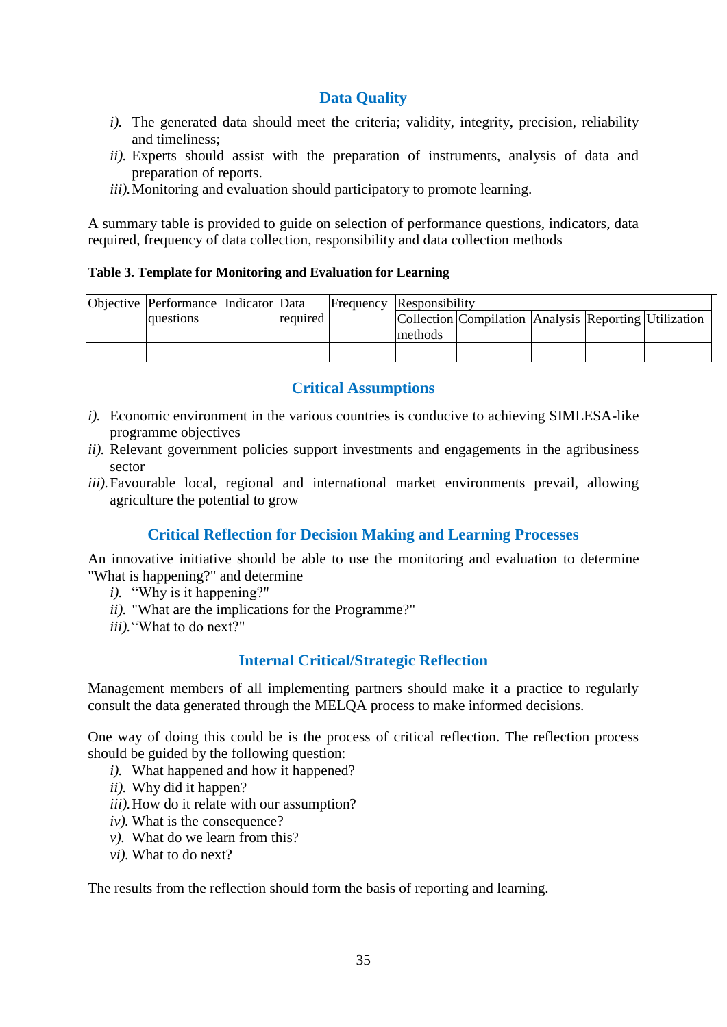## Data Quality

*i).* The generated data should meet the criteria; validity, integrity, precision, reliability and timeliness;
*ii).* Experts should assist with the preparation of instruments, analysis of data and preparation of reports.
*iii).* Monitoring and evaluation should participatory to promote learning.

A summary table is provided to guide on selection of performance questions, indicators, data required, frequency of data collection, responsibility and data collection methods

**Table 3. Template for Monitoring and Evaluation for Learning**

| Objective | Performance questions | Indicator | Data required | Frequency | Responsibility | | | | |
|---|---|---|---|---|---|---|---|---|---|
| | | | | | Collection methods | Compilation | Analysis | Reporting | Utilization |
| | | | | | | | | | |

## Critical Assumptions

*i).* Economic environment in the various countries is conducive to achieving SIMLESA-like programme objectives
*ii).* Relevant government policies support investments and engagements in the agribusiness sector
*iii).* Favourable local, regional and international market environments prevail, allowing agriculture the potential to grow

## Critical Reflection for Decision Making and Learning Processes

An innovative initiative should be able to use the monitoring and evaluation to determine "What is happening?" and determine

*i).* "Why is it happening?"
*ii).* "What are the implications for the Programme?"
*iii).* "What to do next?"

## Internal Critical/Strategic Reflection

Management members of all implementing partners should make it a practice to regularly consult the data generated through the MELQA process to make informed decisions.

One way of doing this could be is the process of critical reflection. The reflection process should be guided by the following question:

*i).* What happened and how it happened?
*ii).* Why did it happen?
*iii).* How do it relate with our assumption?
*iv).* What is the consequence?
*v).* What do we learn from this?
*vi).* What to do next?

The results from the reflection should form the basis of reporting and learning.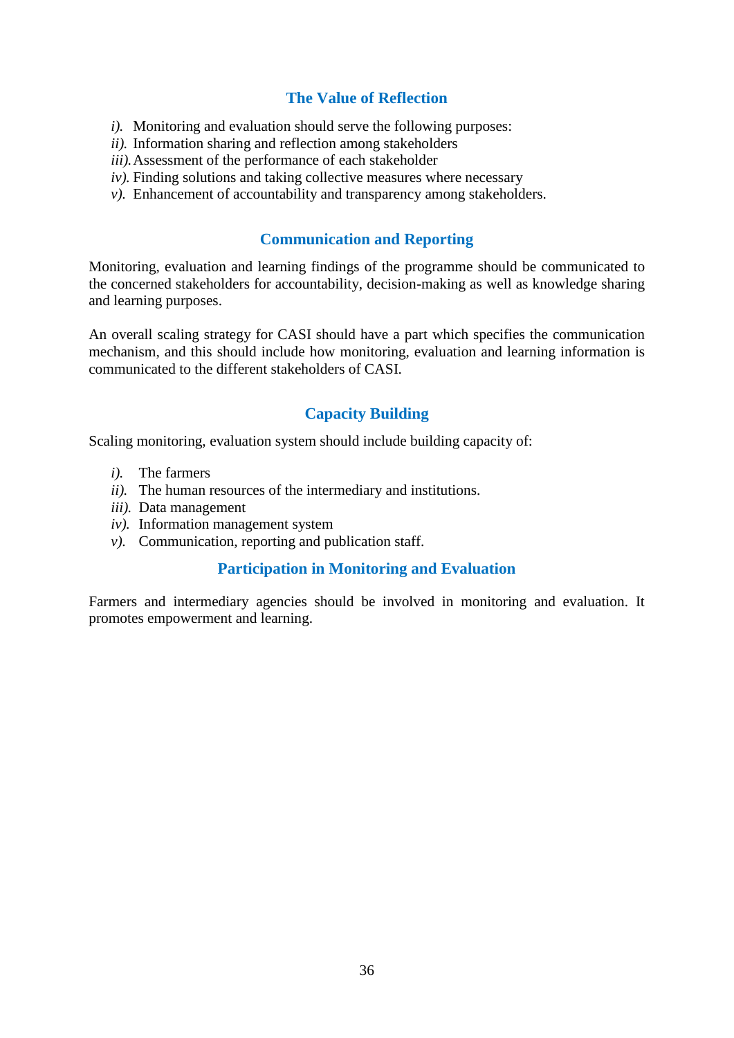## The Value of Reflection

*i).* Monitoring and evaluation should serve the following purposes:
*ii).* Information sharing and reflection among stakeholders
*iii).* Assessment of the performance of each stakeholder
*iv).* Finding solutions and taking collective measures where necessary
*v).* Enhancement of accountability and transparency among stakeholders.

## Communication and Reporting

Monitoring, evaluation and learning findings of the programme should be communicated to the concerned stakeholders for accountability, decision-making as well as knowledge sharing and learning purposes.

An overall scaling strategy for CASI should have a part which specifies the communication mechanism, and this should include how monitoring, evaluation and learning information is communicated to the different stakeholders of CASI.

## Capacity Building

Scaling monitoring, evaluation system should include building capacity of:

*i).* The farmers
*ii).* The human resources of the intermediary and institutions.
*iii).* Data management
*iv).* Information management system
*v).* Communication, reporting and publication staff.

## Participation in Monitoring and Evaluation

Farmers and intermediary agencies should be involved in monitoring and evaluation. It promotes empowerment and learning.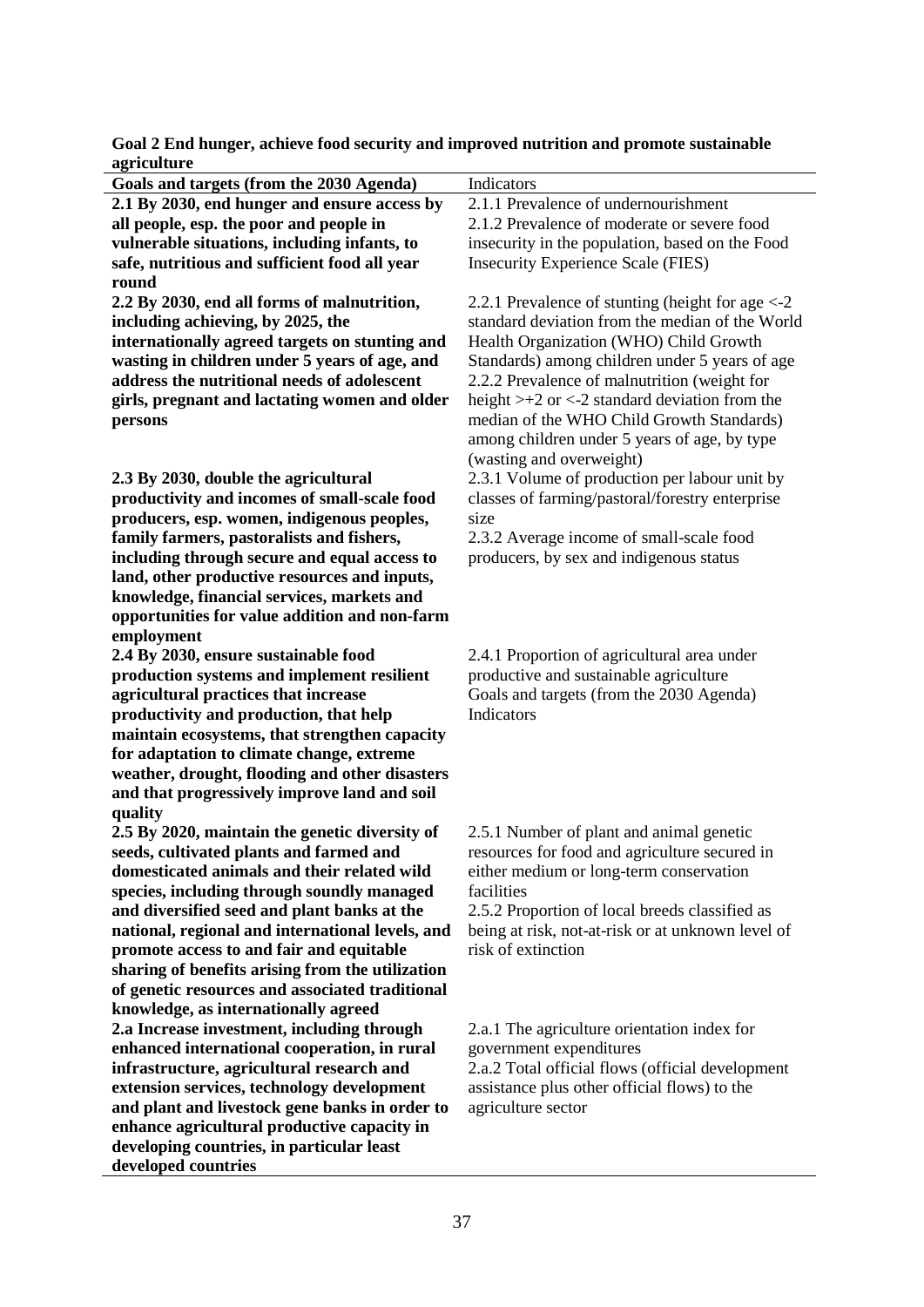**Goal 2 End hunger, achieve food security and improved nutrition and promote sustainable agriculture**

| Goals and targets (from the 2030 Agenda) | Indicators |
|---|---|
| **2.1 By 2030, end hunger and ensure access by all people, esp. the poor and people in vulnerable situations, including infants, to safe, nutritious and sufficient food all year round** | 2.1.1 Prevalence of undernourishment<br>2.1.2 Prevalence of moderate or severe food insecurity in the population, based on the Food Insecurity Experience Scale (FIES) |
| **2.2 By 2030, end all forms of malnutrition, including achieving, by 2025, the internationally agreed targets on stunting and wasting in children under 5 years of age, and address the nutritional needs of adolescent girls, pregnant and lactating women and older persons** | 2.2.1 Prevalence of stunting (height for age <-2 standard deviation from the median of the World Health Organization (WHO) Child Growth Standards) among children under 5 years of age<br>2.2.2 Prevalence of malnutrition (weight for height >+2 or <-2 standard deviation from the median of the WHO Child Growth Standards) among children under 5 years of age, by type (wasting and overweight) |
| **2.3 By 2030, double the agricultural productivity and incomes of small-scale food producers, esp. women, indigenous peoples, family farmers, pastoralists and fishers, including through secure and equal access to land, other productive resources and inputs, knowledge, financial services, markets and opportunities for value addition and non-farm employment** | 2.3.1 Volume of production per labour unit by classes of farming/pastoral/forestry enterprise size<br>2.3.2 Average income of small-scale food producers, by sex and indigenous status |
| **2.4 By 2030, ensure sustainable food production systems and implement resilient agricultural practices that increase productivity and production, that help maintain ecosystems, that strengthen capacity for adaptation to climate change, extreme weather, drought, flooding and other disasters and that progressively improve land and soil quality** | 2.4.1 Proportion of agricultural area under productive and sustainable agriculture<br>Goals and targets (from the 2030 Agenda)<br>Indicators |
| **2.5 By 2020, maintain the genetic diversity of seeds, cultivated plants and farmed and domesticated animals and their related wild species, including through soundly managed and diversified seed and plant banks at the national, regional and international levels, and promote access to and fair and equitable sharing of benefits arising from the utilization of genetic resources and associated traditional knowledge, as internationally agreed** | 2.5.1 Number of plant and animal genetic resources for food and agriculture secured in either medium or long-term conservation facilities<br>2.5.2 Proportion of local breeds classified as being at risk, not-at-risk or at unknown level of risk of extinction |
| **2.a Increase investment, including through enhanced international cooperation, in rural infrastructure, agricultural research and extension services, technology development and plant and livestock gene banks in order to enhance agricultural productive capacity in developing countries, in particular least developed countries** | 2.a.1 The agriculture orientation index for government expenditures<br>2.a.2 Total official flows (official development assistance plus other official flows) to the agriculture sector |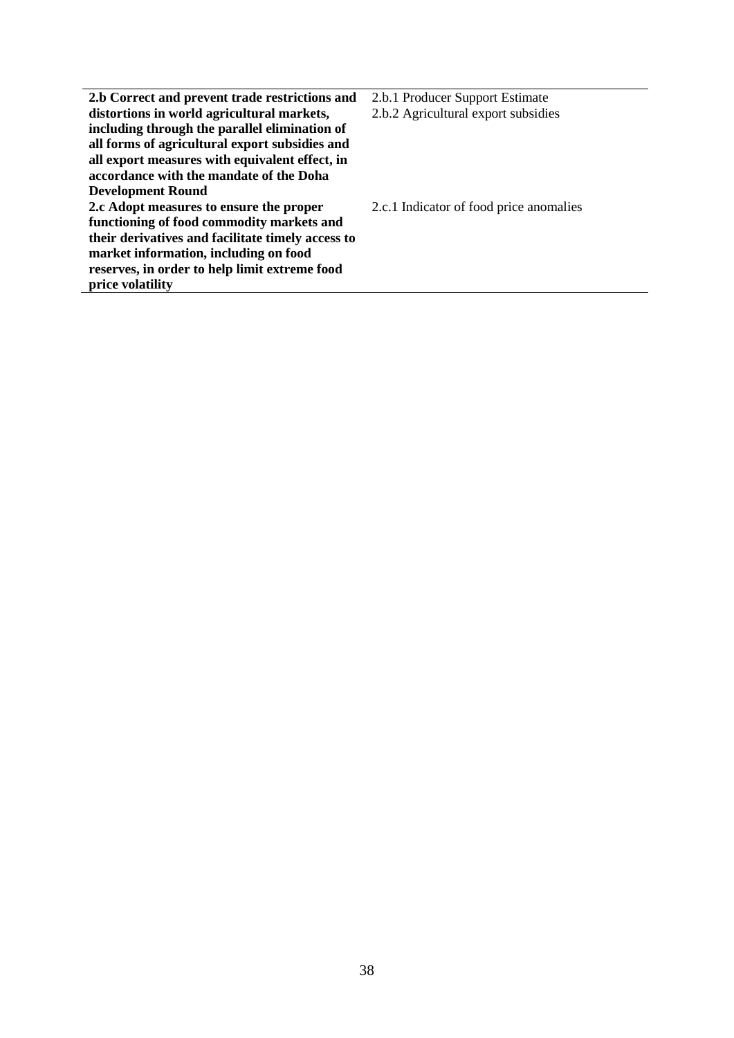| | |
|---|---|
| **2.b Correct and prevent trade restrictions and distortions in world agricultural markets, including through the parallel elimination of all forms of agricultural export subsidies and all export measures with equivalent effect, in accordance with the mandate of the Doha Development Round** | 2.b.1 Producer Support Estimate<br>2.b.2 Agricultural export subsidies |
| **2.c Adopt measures to ensure the proper functioning of food commodity markets and their derivatives and facilitate timely access to market information, including on food reserves, in order to help limit extreme food price volatility** | 2.c.1 Indicator of food price anomalies |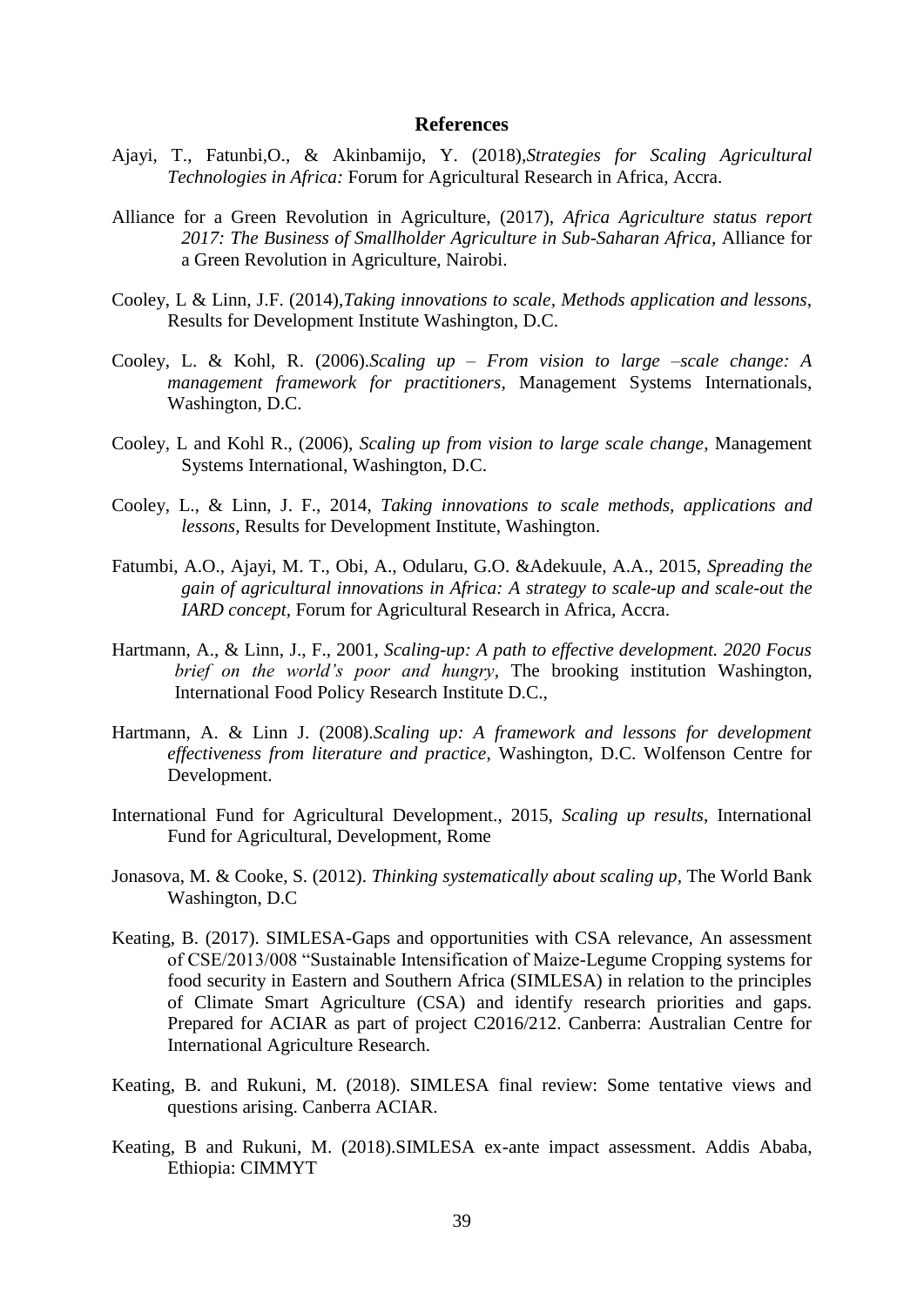## References

Ajayi, T., Fatunbi,O., & Akinbamijo, Y. (2018),*Strategies for Scaling Agricultural Technologies in Africa:* Forum for Agricultural Research in Africa, Accra.

Alliance for a Green Revolution in Agriculture, (2017), *Africa Agriculture status report 2017: The Business of Smallholder Agriculture in Sub-Saharan Africa,* Alliance for a Green Revolution in Agriculture, Nairobi.

Cooley, L & Linn, J.F. (2014),*Taking innovations to scale, Methods application and lessons,* Results for Development Institute Washington, D.C.

Cooley, L. & Kohl, R. (2006).*Scaling up – From vision to large –scale change: A management framework for practitioners*, Management Systems Internationals, Washington, D.C.

Cooley, L and Kohl R., (2006), *Scaling up from vision to large scale change*, Management Systems International, Washington, D.C.

Cooley, L., & Linn, J. F., 2014, *Taking innovations to scale methods, applications and lessons,* Results for Development Institute, Washington.

Fatumbi, A.O., Ajayi, M. T., Obi, A., Odularu, G.O. &Adekuule, A.A., 2015, *Spreading the gain of agricultural innovations in Africa: A strategy to scale-up and scale-out the IARD concept,* Forum for Agricultural Research in Africa, Accra.

Hartmann, A., & Linn, J., F., 2001, *Scaling-up: A path to effective development. 2020 Focus brief on the world's poor and hungry,* The brooking institution Washington, International Food Policy Research Institute D.C.,

Hartmann, A. & Linn J. (2008).*Scaling up: A framework and lessons for development effectiveness from literature and practice*, Washington, D.C. Wolfenson Centre for Development.

International Fund for Agricultural Development., 2015, *Scaling up results*, International Fund for Agricultural, Development, Rome

Jonasova, M. & Cooke, S. (2012). *Thinking systematically about scaling up,* The World Bank Washington, D.C

Keating, B. (2017). SIMLESA-Gaps and opportunities with CSA relevance, An assessment of CSE/2013/008 "Sustainable Intensification of Maize-Legume Cropping systems for food security in Eastern and Southern Africa (SIMLESA) in relation to the principles of Climate Smart Agriculture (CSA) and identify research priorities and gaps. Prepared for ACIAR as part of project C2016/212. Canberra: Australian Centre for International Agriculture Research.

Keating, B. and Rukuni, M. (2018). SIMLESA final review: Some tentative views and questions arising. Canberra ACIAR.

Keating, B and Rukuni, M. (2018).SIMLESA ex-ante impact assessment. Addis Ababa, Ethiopia: CIMMYT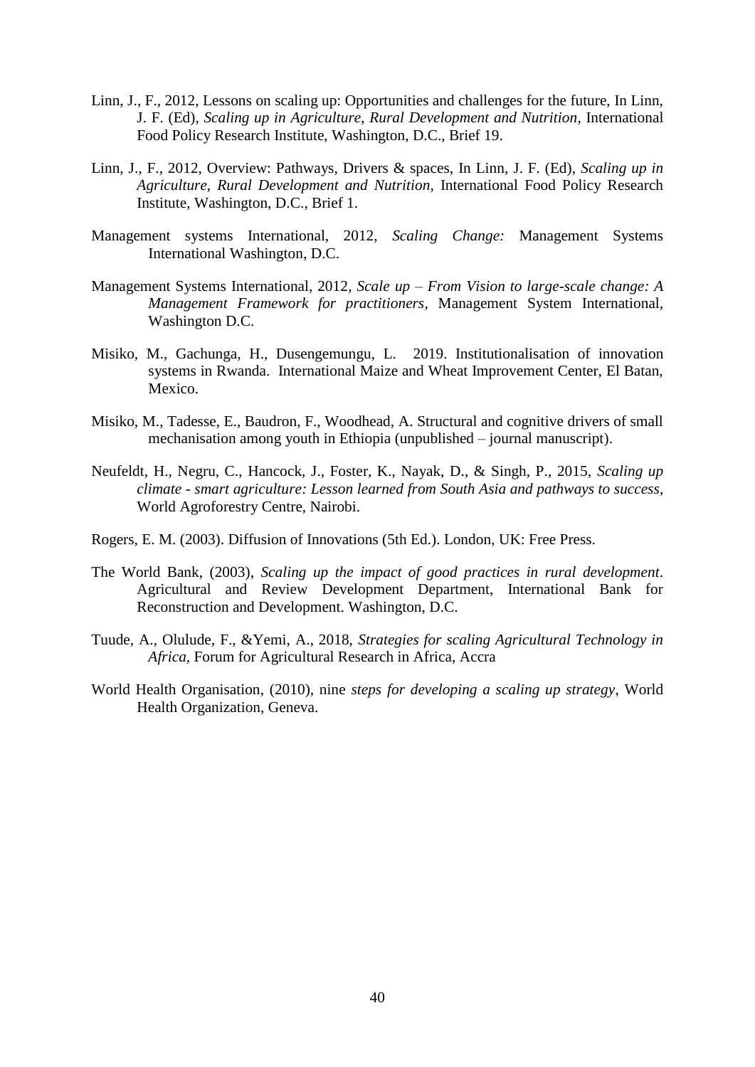Linn, J., F., 2012, Lessons on scaling up: Opportunities and challenges for the future, In Linn, J. F. (Ed), *Scaling up in Agriculture, Rural Development and Nutrition*, International Food Policy Research Institute, Washington, D.C., Brief 19.

Linn, J., F., 2012, Overview: Pathways, Drivers & spaces, In Linn, J. F. (Ed), *Scaling up in Agriculture, Rural Development and Nutrition*, International Food Policy Research Institute, Washington, D.C., Brief 1.

Management systems International, 2012, *Scaling Change:* Management Systems International Washington, D.C.

Management Systems International, 2012, *Scale up – From Vision to large-scale change: A Management Framework for practitioners*, Management System International, Washington D.C.

Misiko, M., Gachunga, H., Dusengemungu, L. 2019. Institutionalisation of innovation systems in Rwanda. International Maize and Wheat Improvement Center, El Batan, Mexico.

Misiko, M., Tadesse, E., Baudron, F., Woodhead, A. Structural and cognitive drivers of small mechanisation among youth in Ethiopia (unpublished – journal manuscript).

Neufeldt, H., Negru, C., Hancock, J., Foster, K., Nayak, D., & Singh, P., 2015, *Scaling up climate - smart agriculture: Lesson learned from South Asia and pathways to success*, World Agroforestry Centre, Nairobi.

Rogers, E. M. (2003). Diffusion of Innovations (5th Ed.). London, UK: Free Press.

The World Bank, (2003), *Scaling up the impact of good practices in rural development*. Agricultural and Review Development Department, International Bank for Reconstruction and Development. Washington, D.C.

Tuude, A., Olulude, F., &Yemi, A., 2018, *Strategies for scaling Agricultural Technology in Africa*, Forum for Agricultural Research in Africa, Accra

World Health Organisation, (2010), nine *steps for developing a scaling up strategy*, World Health Organization, Geneva.